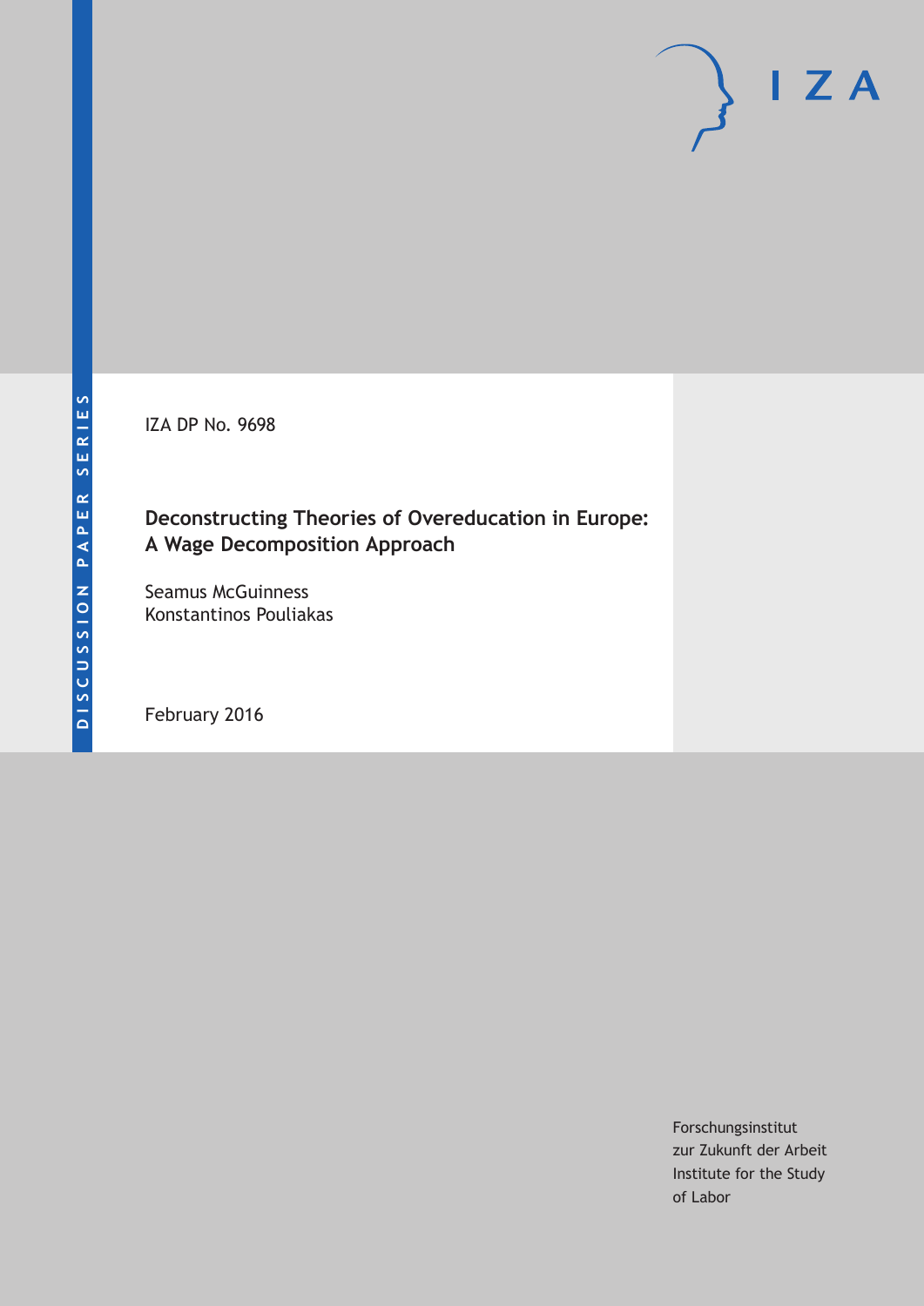DISCUSSION PAPER SERIES

IZA

IZA DP No. 9698

# Deconstructing Theories of Overeducation in Europe: A Wage Decomposition Approach

Seamus McGuinness
Konstantinos Pouliakas

February 2016

Forschungsinstitut
zur Zukunft der Arbeit
Institute for the Study
of Labor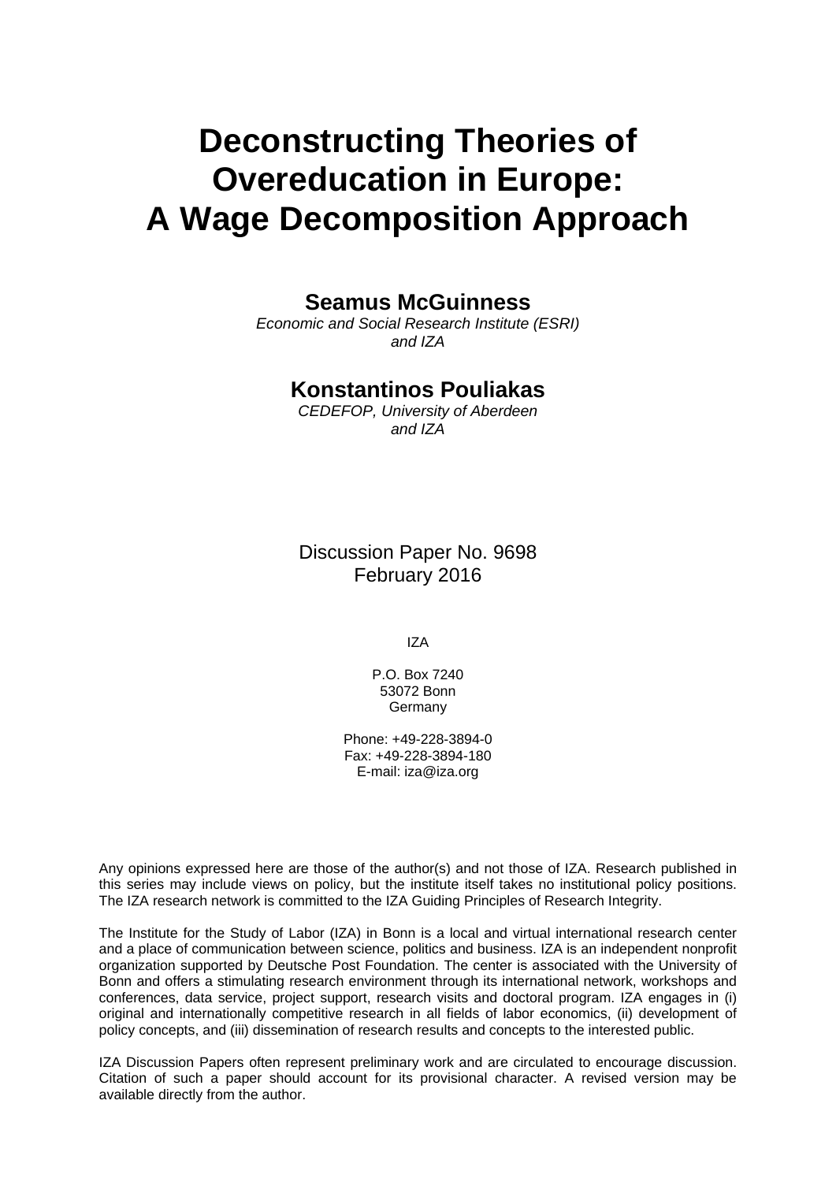# Deconstructing Theories of Overeducation in Europe: A Wage Decomposition Approach

**Seamus McGuinness**

*Economic and Social Research Institute (ESRI) and IZA*

**Konstantinos Pouliakas**

*CEDEFOP, University of Aberdeen and IZA*

Discussion Paper No. 9698
February 2016

IZA

P.O. Box 7240
53072 Bonn
Germany

Phone: +49-228-3894-0
Fax: +49-228-3894-180
E-mail: iza@iza.org

Any opinions expressed here are those of the author(s) and not those of IZA. Research published in this series may include views on policy, but the institute itself takes no institutional policy positions. The IZA research network is committed to the IZA Guiding Principles of Research Integrity.

The Institute for the Study of Labor (IZA) in Bonn is a local and virtual international research center and a place of communication between science, politics and business. IZA is an independent nonprofit organization supported by Deutsche Post Foundation. The center is associated with the University of Bonn and offers a stimulating research environment through its international network, workshops and conferences, data service, project support, research visits and doctoral program. IZA engages in (i) original and internationally competitive research in all fields of labor economics, (ii) development of policy concepts, and (iii) dissemination of research results and concepts to the interested public.

IZA Discussion Papers often represent preliminary work and are circulated to encourage discussion. Citation of such a paper should account for its provisional character. A revised version may be available directly from the author.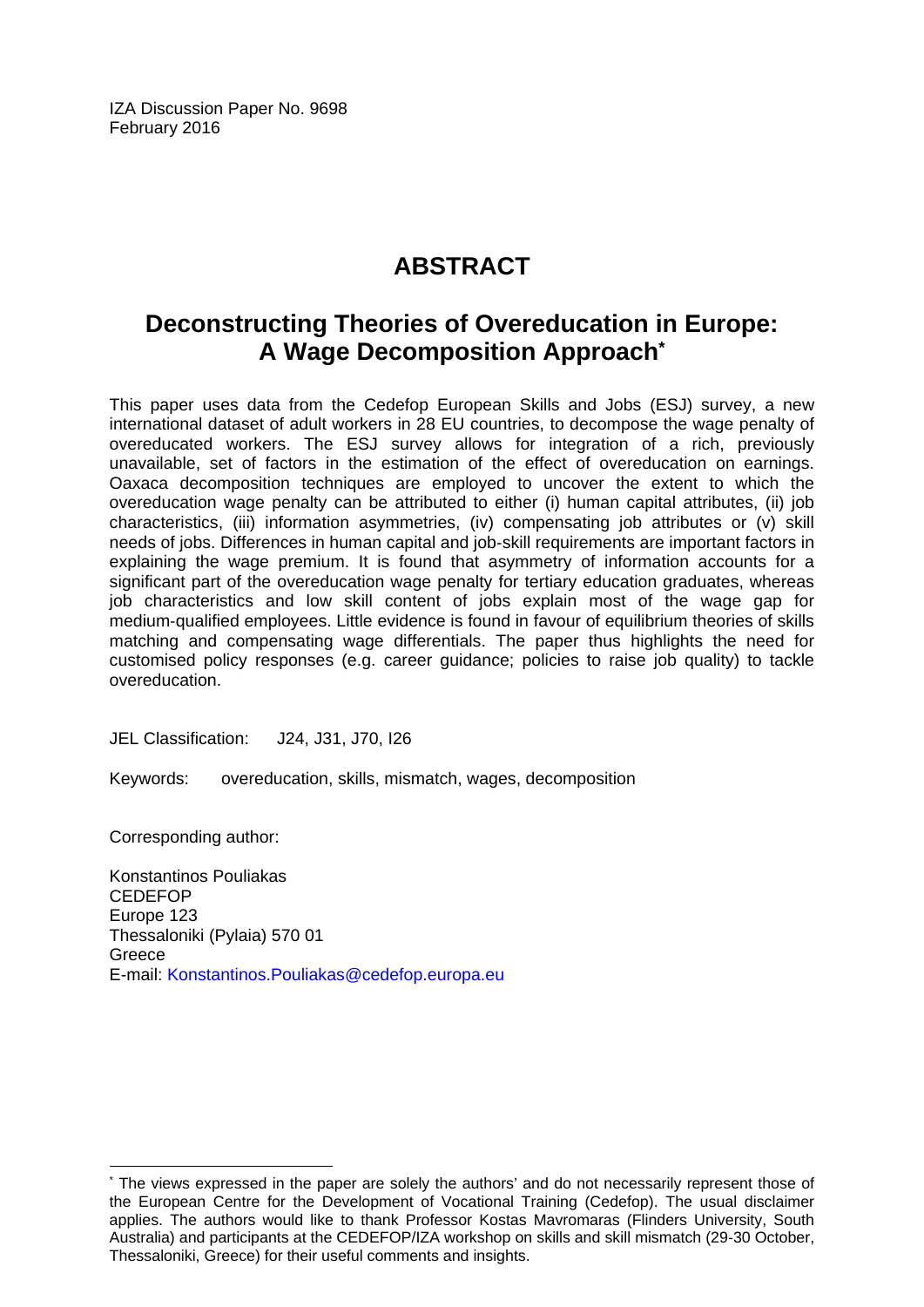IZA Discussion Paper No. 9698
February 2016

# ABSTRACT

## Deconstructing Theories of Overeducation in Europe: A Wage Decomposition Approach*

This paper uses data from the Cedefop European Skills and Jobs (ESJ) survey, a new international dataset of adult workers in 28 EU countries, to decompose the wage penalty of overeducated workers. The ESJ survey allows for integration of a rich, previously unavailable, set of factors in the estimation of the effect of overeducation on earnings. Oaxaca decomposition techniques are employed to uncover the extent to which the overeducation wage penalty can be attributed to either (i) human capital attributes, (ii) job characteristics, (iii) information asymmetries, (iv) compensating job attributes or (v) skill needs of jobs. Differences in human capital and job-skill requirements are important factors in explaining the wage premium. It is found that asymmetry of information accounts for a significant part of the overeducation wage penalty for tertiary education graduates, whereas job characteristics and low skill content of jobs explain most of the wage gap for medium-qualified employees. Little evidence is found in favour of equilibrium theories of skills matching and compensating wage differentials. The paper thus highlights the need for customised policy responses (e.g. career guidance; policies to raise job quality) to tackle overeducation.

JEL Classification: J24, J31, J70, I26

Keywords: overeducation, skills, mismatch, wages, decomposition

Corresponding author:

Konstantinos Pouliakas
CEDEFOP
Europe 123
Thessaloniki (Pylaia) 570 01
Greece
E-mail: Konstantinos.Pouliakas@cedefop.europa.eu

---

* The views expressed in the paper are solely the authors' and do not necessarily represent those of the European Centre for the Development of Vocational Training (Cedefop). The usual disclaimer applies. The authors would like to thank Professor Kostas Mavromaras (Flinders University, South Australia) and participants at the CEDEFOP/IZA workshop on skills and skill mismatch (29-30 October, Thessaloniki, Greece) for their useful comments and insights.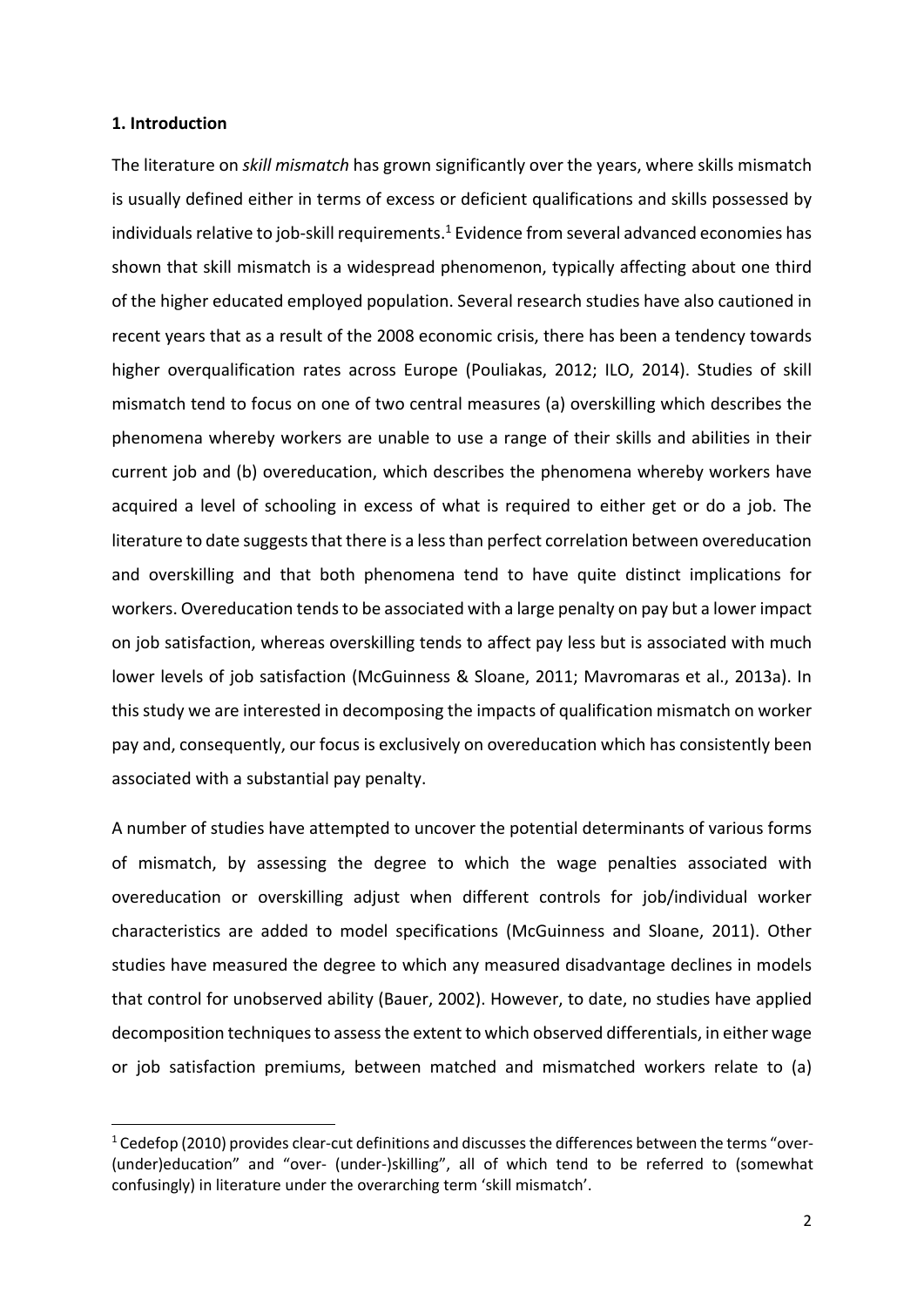## 1. Introduction

The literature on *skill mismatch* has grown significantly over the years, where skills mismatch is usually defined either in terms of excess or deficient qualifications and skills possessed by individuals relative to job-skill requirements.[1] Evidence from several advanced economies has shown that skill mismatch is a widespread phenomenon, typically affecting about one third of the higher educated employed population. Several research studies have also cautioned in recent years that as a result of the 2008 economic crisis, there has been a tendency towards higher overqualification rates across Europe (Pouliakas, 2012; ILO, 2014). Studies of skill mismatch tend to focus on one of two central measures (a) overskilling which describes the phenomena whereby workers are unable to use a range of their skills and abilities in their current job and (b) overeducation, which describes the phenomena whereby workers have acquired a level of schooling in excess of what is required to either get or do a job. The literature to date suggests that there is a less than perfect correlation between overeducation and overskilling and that both phenomena tend to have quite distinct implications for workers. Overeducation tends to be associated with a large penalty on pay but a lower impact on job satisfaction, whereas overskilling tends to affect pay less but is associated with much lower levels of job satisfaction (McGuinness & Sloane, 2011; Mavromaras et al., 2013a). In this study we are interested in decomposing the impacts of qualification mismatch on worker pay and, consequently, our focus is exclusively on overeducation which has consistently been associated with a substantial pay penalty.

A number of studies have attempted to uncover the potential determinants of various forms of mismatch, by assessing the degree to which the wage penalties associated with overeducation or overskilling adjust when different controls for job/individual worker characteristics are added to model specifications (McGuinness and Sloane, 2011). Other studies have measured the degree to which any measured disadvantage declines in models that control for unobserved ability (Bauer, 2002). However, to date, no studies have applied decomposition techniques to assess the extent to which observed differentials, in either wage or job satisfaction premiums, between matched and mismatched workers relate to (a)

[1] Cedefop (2010) provides clear-cut definitions and discusses the differences between the terms "over- (under)education" and "over- (under-)skilling", all of which tend to be referred to (somewhat confusingly) in literature under the overarching term 'skill mismatch'.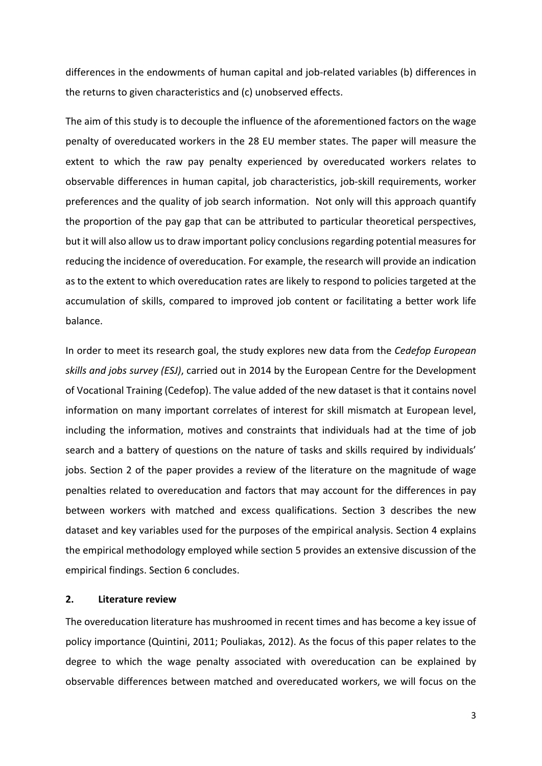differences in the endowments of human capital and job-related variables (b) differences in the returns to given characteristics and (c) unobserved effects.

The aim of this study is to decouple the influence of the aforementioned factors on the wage penalty of overeducated workers in the 28 EU member states. The paper will measure the extent to which the raw pay penalty experienced by overeducated workers relates to observable differences in human capital, job characteristics, job-skill requirements, worker preferences and the quality of job search information. Not only will this approach quantify the proportion of the pay gap that can be attributed to particular theoretical perspectives, but it will also allow us to draw important policy conclusions regarding potential measures for reducing the incidence of overeducation. For example, the research will provide an indication as to the extent to which overeducation rates are likely to respond to policies targeted at the accumulation of skills, compared to improved job content or facilitating a better work life balance.

In order to meet its research goal, the study explores new data from the *Cedefop European skills and jobs survey (ESJ)*, carried out in 2014 by the European Centre for the Development of Vocational Training (Cedefop). The value added of the new dataset is that it contains novel information on many important correlates of interest for skill mismatch at European level, including the information, motives and constraints that individuals had at the time of job search and a battery of questions on the nature of tasks and skills required by individuals' jobs. Section 2 of the paper provides a review of the literature on the magnitude of wage penalties related to overeducation and factors that may account for the differences in pay between workers with matched and excess qualifications. Section 3 describes the new dataset and key variables used for the purposes of the empirical analysis. Section 4 explains the empirical methodology employed while section 5 provides an extensive discussion of the empirical findings. Section 6 concludes.

## 2. Literature review

The overeducation literature has mushroomed in recent times and has become a key issue of policy importance (Quintini, 2011; Pouliakas, 2012). As the focus of this paper relates to the degree to which the wage penalty associated with overeducation can be explained by observable differences between matched and overeducated workers, we will focus on the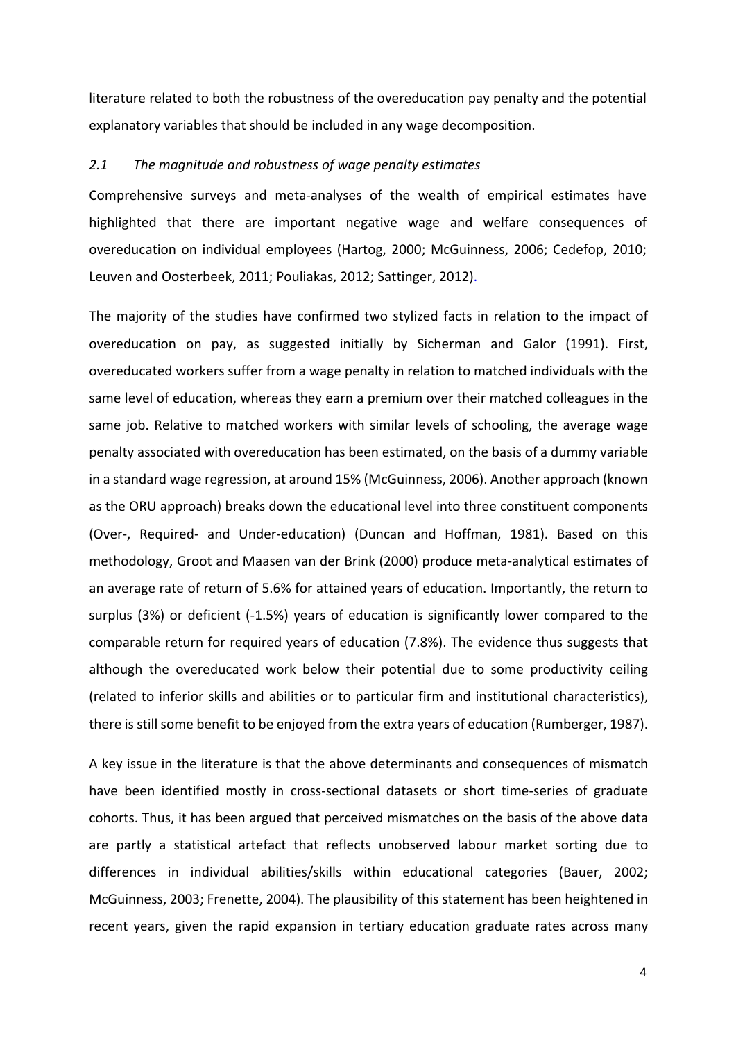literature related to both the robustness of the overeducation pay penalty and the potential explanatory variables that should be included in any wage decomposition.

### *2.1 The magnitude and robustness of wage penalty estimates*

Comprehensive surveys and meta-analyses of the wealth of empirical estimates have highlighted that there are important negative wage and welfare consequences of overeducation on individual employees (Hartog, 2000; McGuinness, 2006; Cedefop, 2010; Leuven and Oosterbeek, 2011; Pouliakas, 2012; Sattinger, 2012).

The majority of the studies have confirmed two stylized facts in relation to the impact of overeducation on pay, as suggested initially by Sicherman and Galor (1991). First, overeducated workers suffer from a wage penalty in relation to matched individuals with the same level of education, whereas they earn a premium over their matched colleagues in the same job. Relative to matched workers with similar levels of schooling, the average wage penalty associated with overeducation has been estimated, on the basis of a dummy variable in a standard wage regression, at around 15% (McGuinness, 2006). Another approach (known as the ORU approach) breaks down the educational level into three constituent components (Over-, Required- and Under-education) (Duncan and Hoffman, 1981). Based on this methodology, Groot and Maasen van der Brink (2000) produce meta-analytical estimates of an average rate of return of 5.6% for attained years of education. Importantly, the return to surplus (3%) or deficient (-1.5%) years of education is significantly lower compared to the comparable return for required years of education (7.8%). The evidence thus suggests that although the overeducated work below their potential due to some productivity ceiling (related to inferior skills and abilities or to particular firm and institutional characteristics), there is still some benefit to be enjoyed from the extra years of education (Rumberger, 1987).

A key issue in the literature is that the above determinants and consequences of mismatch have been identified mostly in cross-sectional datasets or short time-series of graduate cohorts. Thus, it has been argued that perceived mismatches on the basis of the above data are partly a statistical artefact that reflects unobserved labour market sorting due to differences in individual abilities/skills within educational categories (Bauer, 2002; McGuinness, 2003; Frenette, 2004). The plausibility of this statement has been heightened in recent years, given the rapid expansion in tertiary education graduate rates across many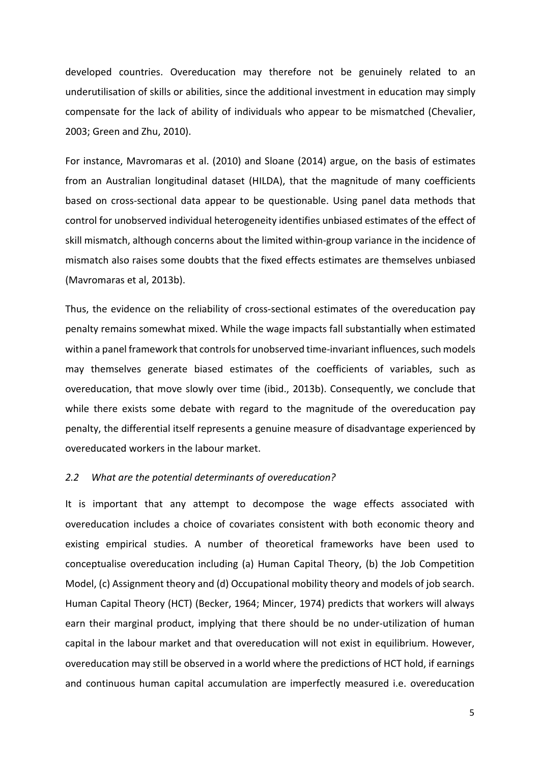developed countries. Overeducation may therefore not be genuinely related to an underutilisation of skills or abilities, since the additional investment in education may simply compensate for the lack of ability of individuals who appear to be mismatched (Chevalier, 2003; Green and Zhu, 2010).

For instance, Mavromaras et al. (2010) and Sloane (2014) argue, on the basis of estimates from an Australian longitudinal dataset (HILDA), that the magnitude of many coefficients based on cross-sectional data appear to be questionable. Using panel data methods that control for unobserved individual heterogeneity identifies unbiased estimates of the effect of skill mismatch, although concerns about the limited within-group variance in the incidence of mismatch also raises some doubts that the fixed effects estimates are themselves unbiased (Mavromaras et al, 2013b).

Thus, the evidence on the reliability of cross-sectional estimates of the overeducation pay penalty remains somewhat mixed. While the wage impacts fall substantially when estimated within a panel framework that controls for unobserved time-invariant influences, such models may themselves generate biased estimates of the coefficients of variables, such as overeducation, that move slowly over time (ibid., 2013b). Consequently, we conclude that while there exists some debate with regard to the magnitude of the overeducation pay penalty, the differential itself represents a genuine measure of disadvantage experienced by overeducated workers in the labour market.

### *2.2 What are the potential determinants of overeducation?*

It is important that any attempt to decompose the wage effects associated with overeducation includes a choice of covariates consistent with both economic theory and existing empirical studies. A number of theoretical frameworks have been used to conceptualise overeducation including (a) Human Capital Theory, (b) the Job Competition Model, (c) Assignment theory and (d) Occupational mobility theory and models of job search. Human Capital Theory (HCT) (Becker, 1964; Mincer, 1974) predicts that workers will always earn their marginal product, implying that there should be no under-utilization of human capital in the labour market and that overeducation will not exist in equilibrium. However, overeducation may still be observed in a world where the predictions of HCT hold, if earnings and continuous human capital accumulation are imperfectly measured i.e. overeducation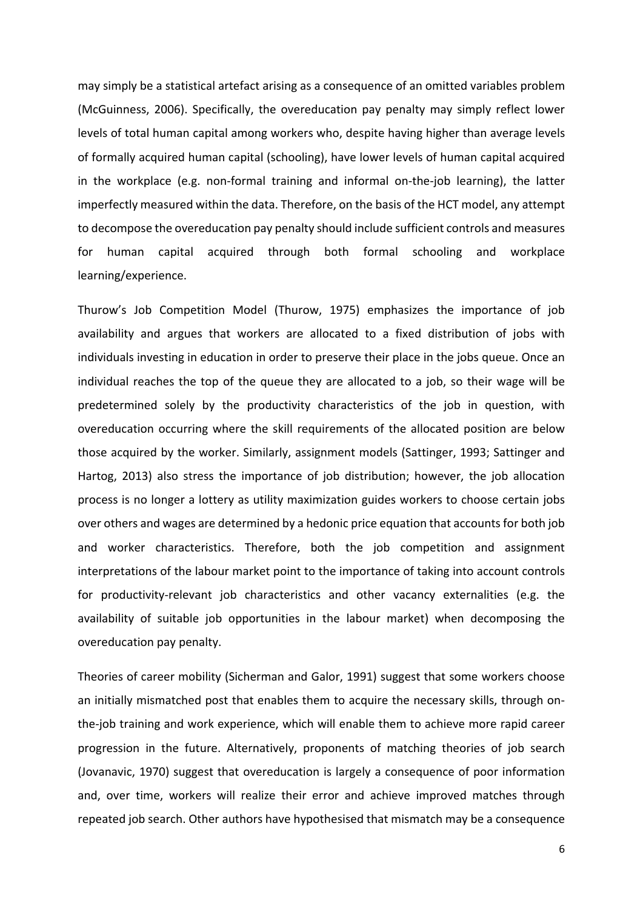may simply be a statistical artefact arising as a consequence of an omitted variables problem (McGuinness, 2006). Specifically, the overeducation pay penalty may simply reflect lower levels of total human capital among workers who, despite having higher than average levels of formally acquired human capital (schooling), have lower levels of human capital acquired in the workplace (e.g. non-formal training and informal on-the-job learning), the latter imperfectly measured within the data. Therefore, on the basis of the HCT model, any attempt to decompose the overeducation pay penalty should include sufficient controls and measures for human capital acquired through both formal schooling and workplace learning/experience.

Thurow's Job Competition Model (Thurow, 1975) emphasizes the importance of job availability and argues that workers are allocated to a fixed distribution of jobs with individuals investing in education in order to preserve their place in the jobs queue. Once an individual reaches the top of the queue they are allocated to a job, so their wage will be predetermined solely by the productivity characteristics of the job in question, with overeducation occurring where the skill requirements of the allocated position are below those acquired by the worker. Similarly, assignment models (Sattinger, 1993; Sattinger and Hartog, 2013) also stress the importance of job distribution; however, the job allocation process is no longer a lottery as utility maximization guides workers to choose certain jobs over others and wages are determined by a hedonic price equation that accounts for both job and worker characteristics. Therefore, both the job competition and assignment interpretations of the labour market point to the importance of taking into account controls for productivity-relevant job characteristics and other vacancy externalities (e.g. the availability of suitable job opportunities in the labour market) when decomposing the overeducation pay penalty.

Theories of career mobility (Sicherman and Galor, 1991) suggest that some workers choose an initially mismatched post that enables them to acquire the necessary skills, through on-the-job training and work experience, which will enable them to achieve more rapid career progression in the future. Alternatively, proponents of matching theories of job search (Jovanavic, 1970) suggest that overeducation is largely a consequence of poor information and, over time, workers will realize their error and achieve improved matches through repeated job search. Other authors have hypothesised that mismatch may be a consequence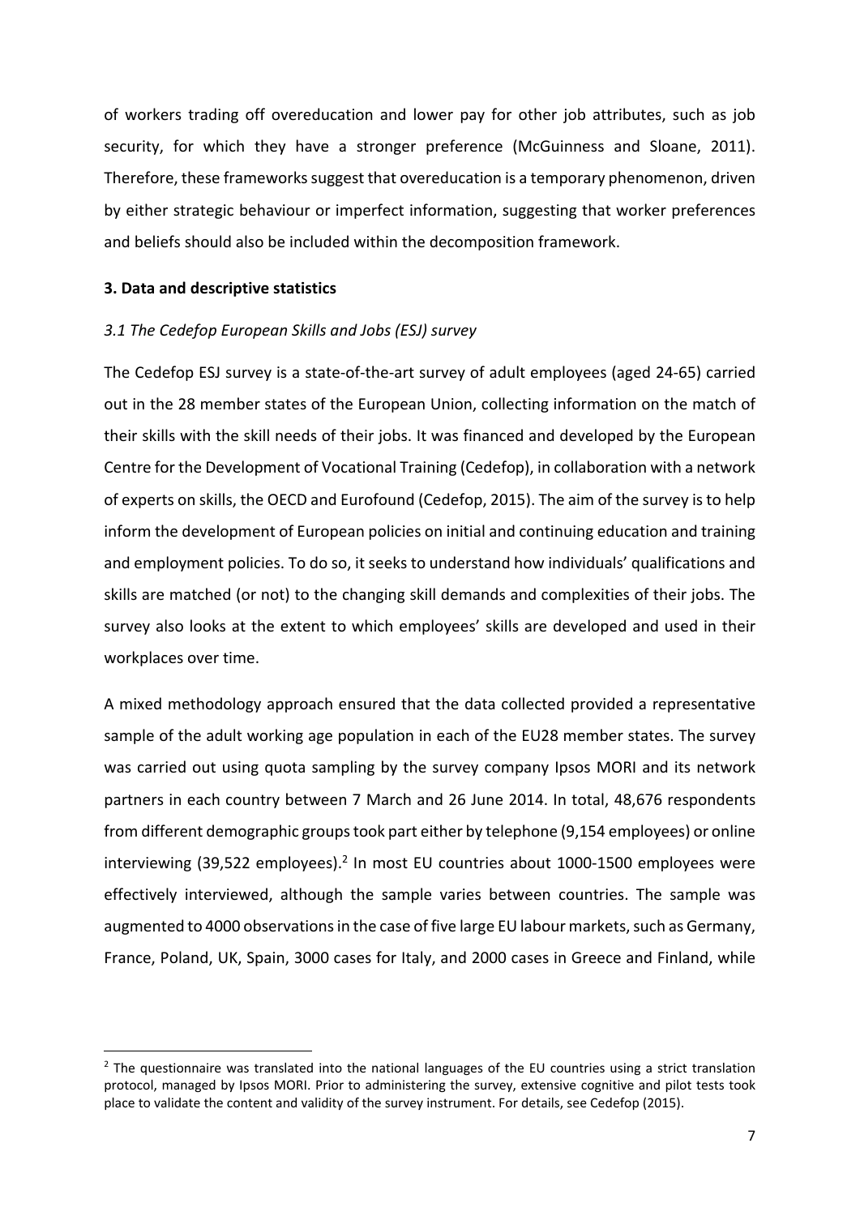of workers trading off overeducation and lower pay for other job attributes, such as job security, for which they have a stronger preference (McGuinness and Sloane, 2011). Therefore, these frameworks suggest that overeducation is a temporary phenomenon, driven by either strategic behaviour or imperfect information, suggesting that worker preferences and beliefs should also be included within the decomposition framework.

## 3. Data and descriptive statistics

### *3.1 The Cedefop European Skills and Jobs (ESJ) survey*

The Cedefop ESJ survey is a state-of-the-art survey of adult employees (aged 24-65) carried out in the 28 member states of the European Union, collecting information on the match of their skills with the skill needs of their jobs. It was financed and developed by the European Centre for the Development of Vocational Training (Cedefop), in collaboration with a network of experts on skills, the OECD and Eurofound (Cedefop, 2015). The aim of the survey is to help inform the development of European policies on initial and continuing education and training and employment policies. To do so, it seeks to understand how individuals' qualifications and skills are matched (or not) to the changing skill demands and complexities of their jobs. The survey also looks at the extent to which employees' skills are developed and used in their workplaces over time.

A mixed methodology approach ensured that the data collected provided a representative sample of the adult working age population in each of the EU28 member states. The survey was carried out using quota sampling by the survey company Ipsos MORI and its network partners in each country between 7 March and 26 June 2014. In total, 48,676 respondents from different demographic groups took part either by telephone (9,154 employees) or online interviewing (39,522 employees).[2] In most EU countries about 1000-1500 employees were effectively interviewed, although the sample varies between countries. The sample was augmented to 4000 observations in the case of five large EU labour markets, such as Germany, France, Poland, UK, Spain, 3000 cases for Italy, and 2000 cases in Greece and Finland, while

---

[2] The questionnaire was translated into the national languages of the EU countries using a strict translation protocol, managed by Ipsos MORI. Prior to administering the survey, extensive cognitive and pilot tests took place to validate the content and validity of the survey instrument. For details, see Cedefop (2015).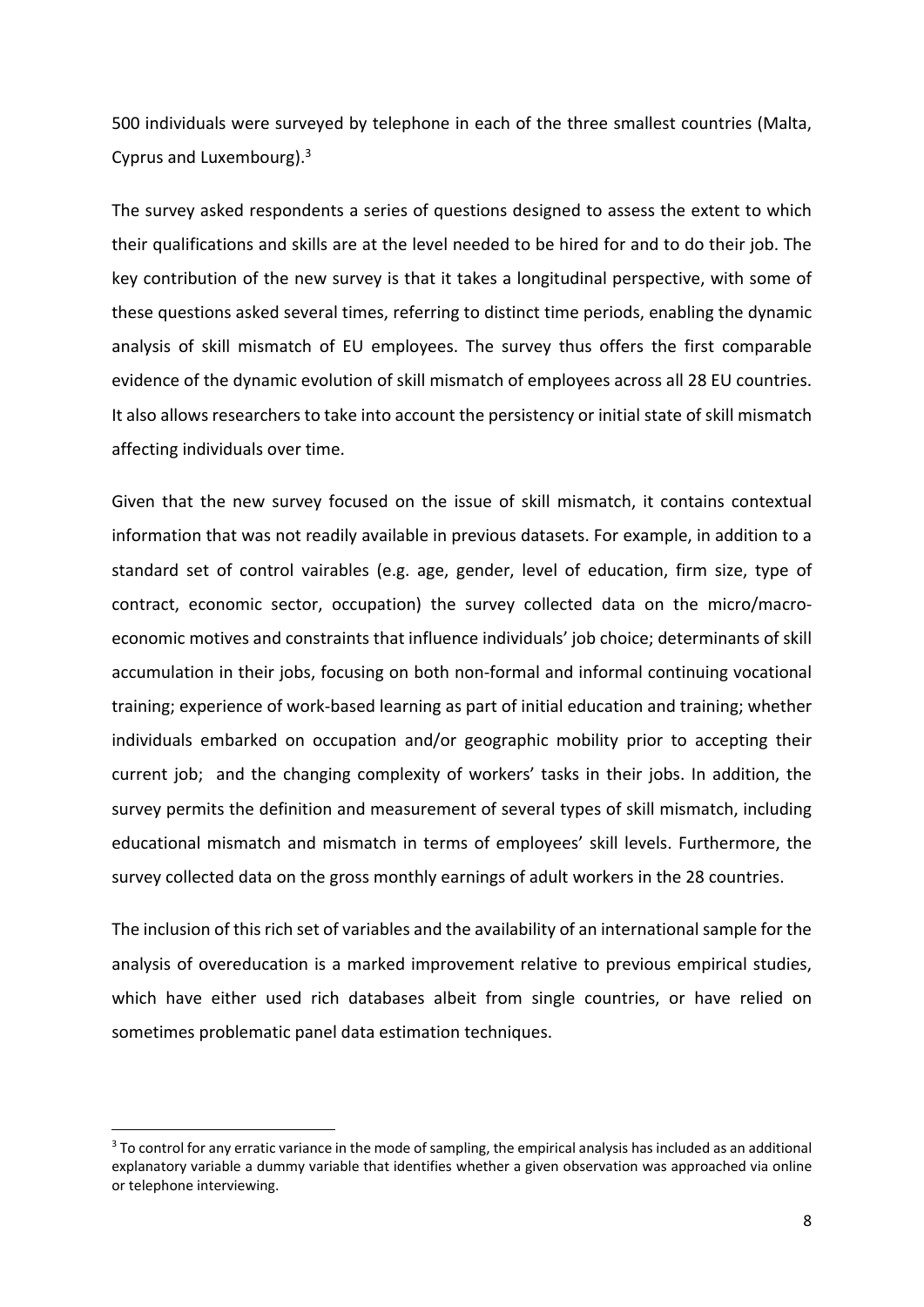500 individuals were surveyed by telephone in each of the three smallest countries (Malta, Cyprus and Luxembourg).[3]

The survey asked respondents a series of questions designed to assess the extent to which their qualifications and skills are at the level needed to be hired for and to do their job. The key contribution of the new survey is that it takes a longitudinal perspective, with some of these questions asked several times, referring to distinct time periods, enabling the dynamic analysis of skill mismatch of EU employees. The survey thus offers the first comparable evidence of the dynamic evolution of skill mismatch of employees across all 28 EU countries. It also allows researchers to take into account the persistency or initial state of skill mismatch affecting individuals over time.

Given that the new survey focused on the issue of skill mismatch, it contains contextual information that was not readily available in previous datasets. For example, in addition to a standard set of control vairables (e.g. age, gender, level of education, firm size, type of contract, economic sector, occupation) the survey collected data on the micro/macro-economic motives and constraints that influence individuals' job choice; determinants of skill accumulation in their jobs, focusing on both non-formal and informal continuing vocational training; experience of work-based learning as part of initial education and training; whether individuals embarked on occupation and/or geographic mobility prior to accepting their current job; and the changing complexity of workers' tasks in their jobs. In addition, the survey permits the definition and measurement of several types of skill mismatch, including educational mismatch and mismatch in terms of employees' skill levels. Furthermore, the survey collected data on the gross monthly earnings of adult workers in the 28 countries.

The inclusion of this rich set of variables and the availability of an international sample for the analysis of overeducation is a marked improvement relative to previous empirical studies, which have either used rich databases albeit from single countries, or have relied on sometimes problematic panel data estimation techniques.

[3] To control for any erratic variance in the mode of sampling, the empirical analysis has included as an additional explanatory variable a dummy variable that identifies whether a given observation was approached via online or telephone interviewing.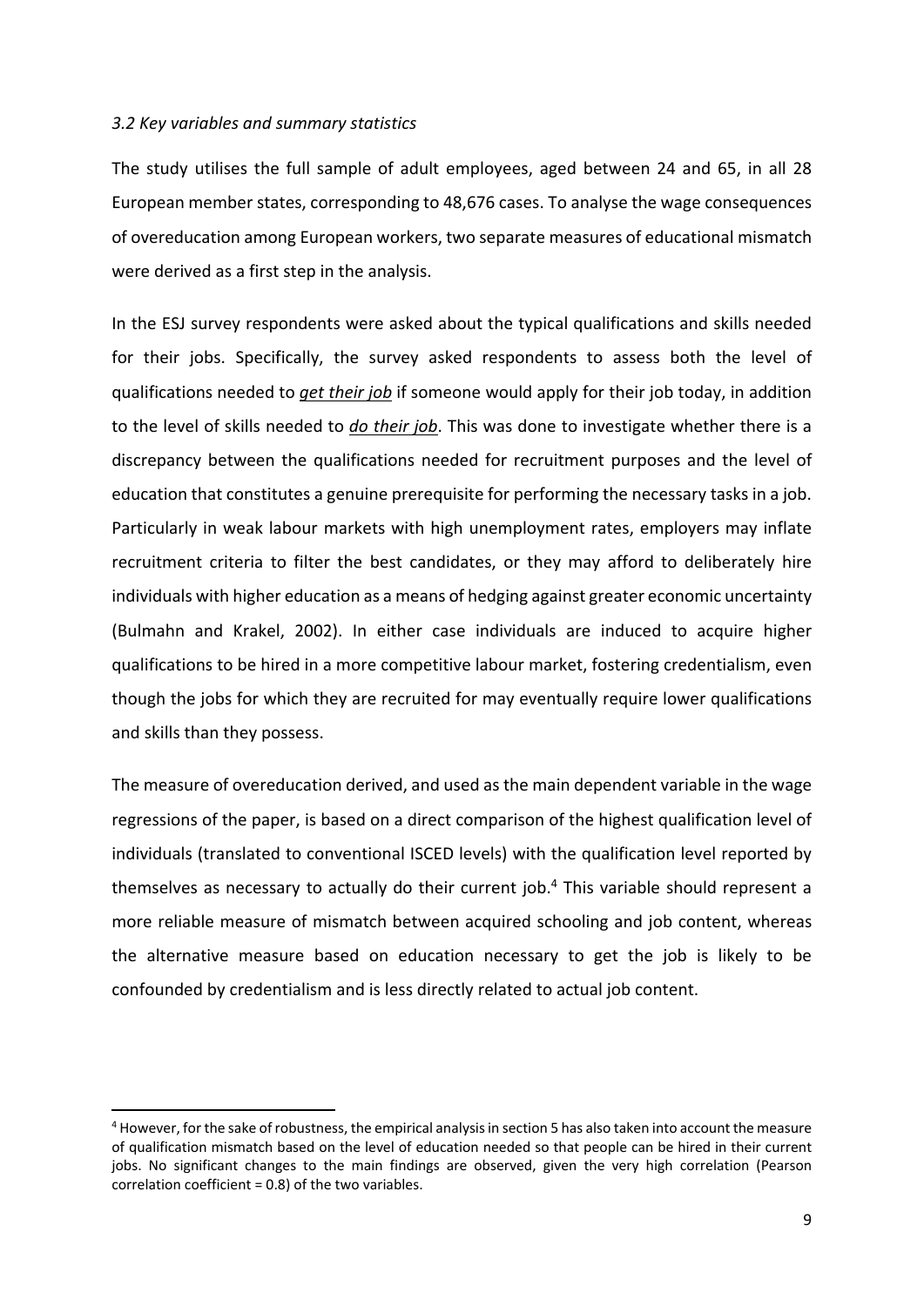### *3.2 Key variables and summary statistics*

The study utilises the full sample of adult employees, aged between 24 and 65, in all 28 European member states, corresponding to 48,676 cases. To analyse the wage consequences of overeducation among European workers, two separate measures of educational mismatch were derived as a first step in the analysis.

In the ESJ survey respondents were asked about the typical qualifications and skills needed for their jobs. Specifically, the survey asked respondents to assess both the level of qualifications needed to <u>*get their job*</u> if someone would apply for their job today, in addition to the level of skills needed to <u>*do their job*</u>. This was done to investigate whether there is a discrepancy between the qualifications needed for recruitment purposes and the level of education that constitutes a genuine prerequisite for performing the necessary tasks in a job. Particularly in weak labour markets with high unemployment rates, employers may inflate recruitment criteria to filter the best candidates, or they may afford to deliberately hire individuals with higher education as a means of hedging against greater economic uncertainty (Bulmahn and Krakel, 2002). In either case individuals are induced to acquire higher qualifications to be hired in a more competitive labour market, fostering credentialism, even though the jobs for which they are recruited for may eventually require lower qualifications and skills than they possess.

The measure of overeducation derived, and used as the main dependent variable in the wage regressions of the paper, is based on a direct comparison of the highest qualification level of individuals (translated to conventional ISCED levels) with the qualification level reported by themselves as necessary to actually do their current job.[4] This variable should represent a more reliable measure of mismatch between acquired schooling and job content, whereas the alternative measure based on education necessary to get the job is likely to be confounded by credentialism and is less directly related to actual job content.

[4] However, for the sake of robustness, the empirical analysis in section 5 has also taken into account the measure of qualification mismatch based on the level of education needed so that people can be hired in their current jobs. No significant changes to the main findings are observed, given the very high correlation (Pearson correlation coefficient = 0.8) of the two variables.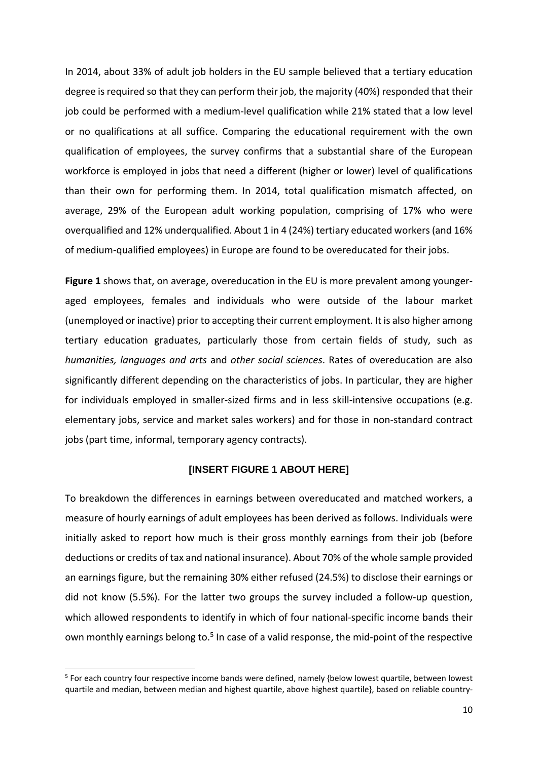In 2014, about 33% of adult job holders in the EU sample believed that a tertiary education degree is required so that they can perform their job, the majority (40%) responded that their job could be performed with a medium-level qualification while 21% stated that a low level or no qualifications at all suffice. Comparing the educational requirement with the own qualification of employees, the survey confirms that a substantial share of the European workforce is employed in jobs that need a different (higher or lower) level of qualifications than their own for performing them. In 2014, total qualification mismatch affected, on average, 29% of the European adult working population, comprising of 17% who were overqualified and 12% underqualified. About 1 in 4 (24%) tertiary educated workers (and 16% of medium-qualified employees) in Europe are found to be overeducated for their jobs.

**Figure 1** shows that, on average, overeducation in the EU is more prevalent among younger-aged employees, females and individuals who were outside of the labour market (unemployed or inactive) prior to accepting their current employment. It is also higher among tertiary education graduates, particularly those from certain fields of study, such as *humanities, languages and arts* and *other social sciences*. Rates of overeducation are also significantly different depending on the characteristics of jobs. In particular, they are higher for individuals employed in smaller-sized firms and in less skill-intensive occupations (e.g. elementary jobs, service and market sales workers) and for those in non-standard contract jobs (part time, informal, temporary agency contracts).

**[INSERT FIGURE 1 ABOUT HERE]**

To breakdown the differences in earnings between overeducated and matched workers, a measure of hourly earnings of adult employees has been derived as follows. Individuals were initially asked to report how much is their gross monthly earnings from their job (before deductions or credits of tax and national insurance). About 70% of the whole sample provided an earnings figure, but the remaining 30% either refused (24.5%) to disclose their earnings or did not know (5.5%). For the latter two groups the survey included a follow-up question, which allowed respondents to identify in which of four national-specific income bands their own monthly earnings belong to.[5] In case of a valid response, the mid-point of the respective

[5] For each country four respective income bands were defined, namely {below lowest quartile, between lowest quartile and median, between median and highest quartile, above highest quartile}, based on reliable country-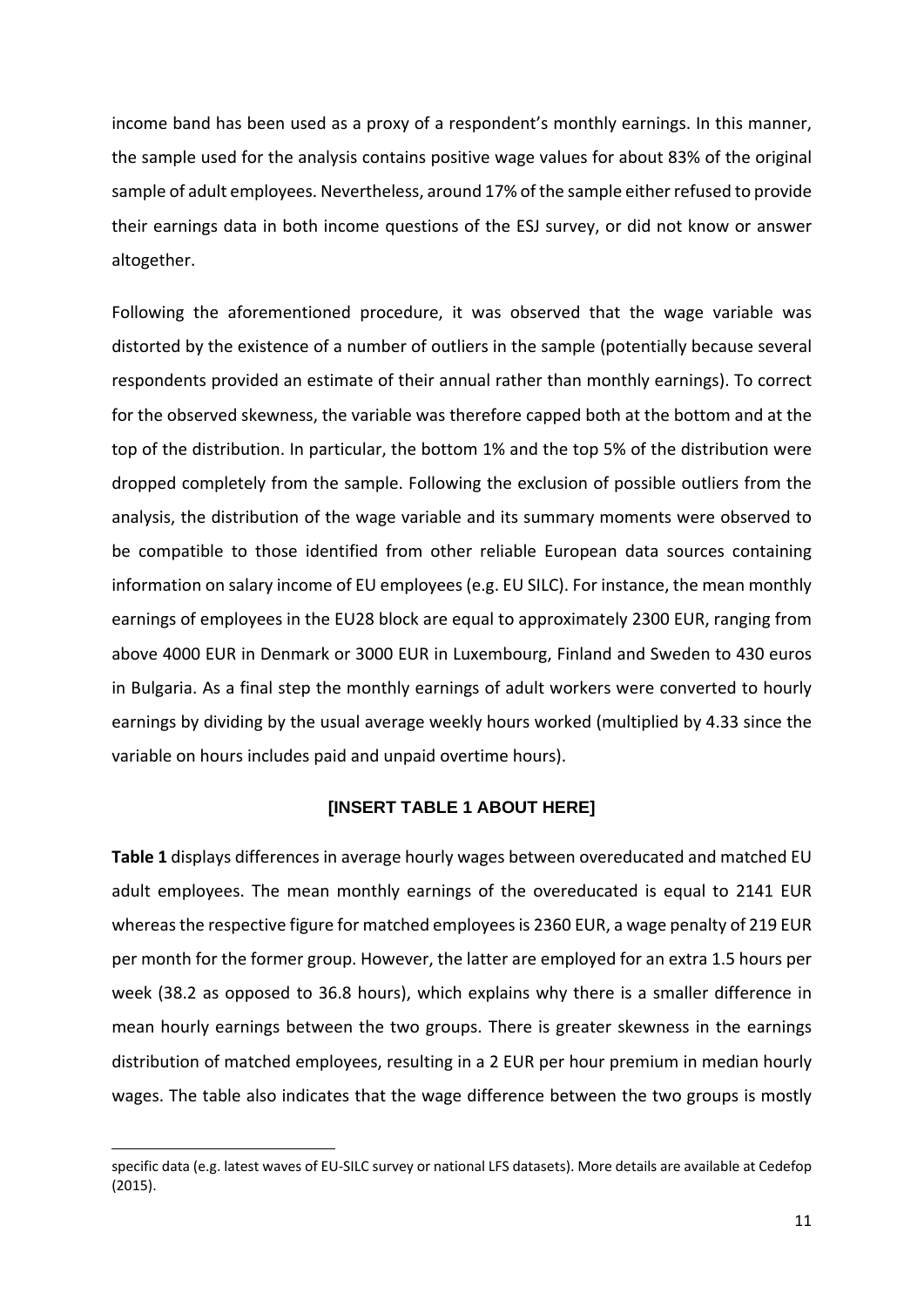income band has been used as a proxy of a respondent's monthly earnings. In this manner, the sample used for the analysis contains positive wage values for about 83% of the original sample of adult employees. Nevertheless, around 17% of the sample either refused to provide their earnings data in both income questions of the ESJ survey, or did not know or answer altogether.

Following the aforementioned procedure, it was observed that the wage variable was distorted by the existence of a number of outliers in the sample (potentially because several respondents provided an estimate of their annual rather than monthly earnings). To correct for the observed skewness, the variable was therefore capped both at the bottom and at the top of the distribution. In particular, the bottom 1% and the top 5% of the distribution were dropped completely from the sample. Following the exclusion of possible outliers from the analysis, the distribution of the wage variable and its summary moments were observed to be compatible to those identified from other reliable European data sources containing information on salary income of EU employees (e.g. EU SILC). For instance, the mean monthly earnings of employees in the EU28 block are equal to approximately 2300 EUR, ranging from above 4000 EUR in Denmark or 3000 EUR in Luxembourg, Finland and Sweden to 430 euros in Bulgaria. As a final step the monthly earnings of adult workers were converted to hourly earnings by dividing by the usual average weekly hours worked (multiplied by 4.33 since the variable on hours includes paid and unpaid overtime hours).

**[INSERT TABLE 1 ABOUT HERE]**

**Table 1** displays differences in average hourly wages between overeducated and matched EU adult employees. The mean monthly earnings of the overeducated is equal to 2141 EUR whereas the respective figure for matched employees is 2360 EUR, a wage penalty of 219 EUR per month for the former group. However, the latter are employed for an extra 1.5 hours per week (38.2 as opposed to 36.8 hours), which explains why there is a smaller difference in mean hourly earnings between the two groups. There is greater skewness in the earnings distribution of matched employees, resulting in a 2 EUR per hour premium in median hourly wages. The table also indicates that the wage difference between the two groups is mostly

specific data (e.g. latest waves of EU-SILC survey or national LFS datasets). More details are available at Cedefop (2015).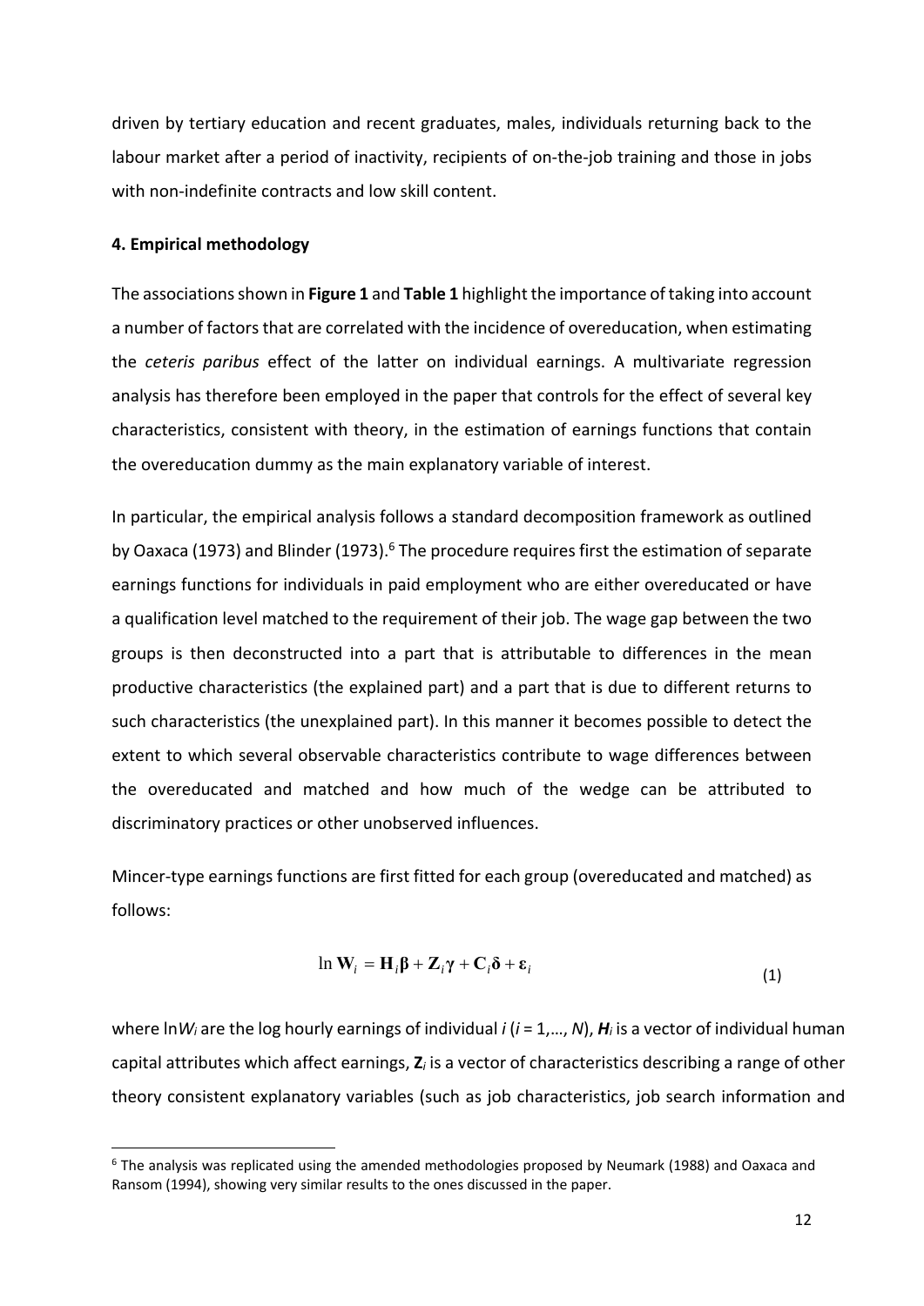driven by tertiary education and recent graduates, males, individuals returning back to the labour market after a period of inactivity, recipients of on-the-job training and those in jobs with non-indefinite contracts and low skill content.

## 4. Empirical methodology

The associations shown in **Figure 1** and **Table 1** highlight the importance of taking into account a number of factors that are correlated with the incidence of overeducation, when estimating the *ceteris paribus* effect of the latter on individual earnings. A multivariate regression analysis has therefore been employed in the paper that controls for the effect of several key characteristics, consistent with theory, in the estimation of earnings functions that contain the overeducation dummy as the main explanatory variable of interest.

In particular, the empirical analysis follows a standard decomposition framework as outlined by Oaxaca (1973) and Blinder (1973).[6] The procedure requires first the estimation of separate earnings functions for individuals in paid employment who are either overeducated or have a qualification level matched to the requirement of their job. The wage gap between the two groups is then deconstructed into a part that is attributable to differences in the mean productive characteristics (the explained part) and a part that is due to different returns to such characteristics (the unexplained part). In this manner it becomes possible to detect the extent to which several observable characteristics contribute to wage differences between the overeducated and matched and how much of the wedge can be attributed to discriminatory practices or other unobserved influences.

Mincer-type earnings functions are first fitted for each group (overeducated and matched) as follows:

$$\ln \mathbf{W}_i = \mathbf{H}_i \boldsymbol{\beta} + \mathbf{Z}_i \boldsymbol{\gamma} + \mathbf{C}_i \boldsymbol{\delta} + \boldsymbol{\varepsilon}_i \tag{1}$$

where $\ln W_i$ are the log hourly earnings of individual $i$ ($i = 1,\dots, N$), $\boldsymbol{H}_i$ is a vector of individual human capital attributes which affect earnings, $\mathbf{Z}_i$ is a vector of characteristics describing a range of other theory consistent explanatory variables (such as job characteristics, job search information and

[6] The analysis was replicated using the amended methodologies proposed by Neumark (1988) and Oaxaca and Ransom (1994), showing very similar results to the ones discussed in the paper.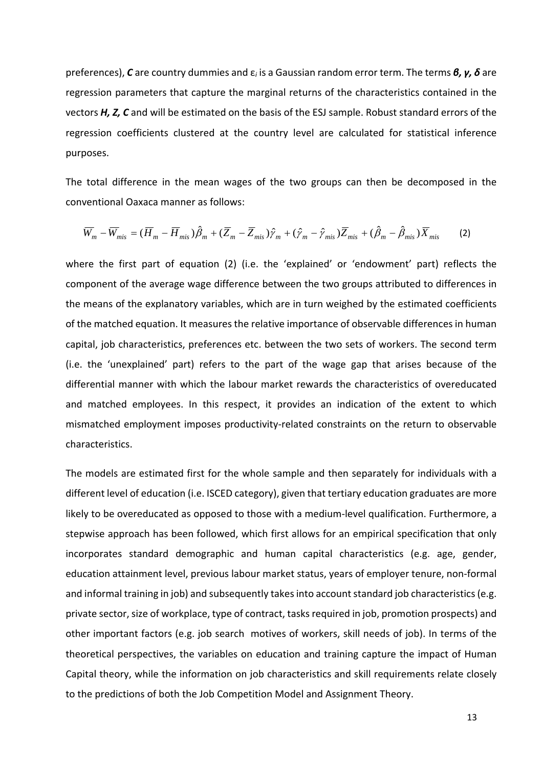preferences), ***C*** are country dummies and $\varepsilon_i$ is a Gaussian random error term. The terms ***β, γ, δ*** are regression parameters that capture the marginal returns of the characteristics contained in the vectors ***H, Z, C*** and will be estimated on the basis of the ESJ sample. Robust standard errors of the regression coefficients clustered at the country level are calculated for statistical inference purposes.

The total difference in the mean wages of the two groups can then be decomposed in the conventional Oaxaca manner as follows:

$$\overline{W}_m - \overline{W}_{mis} = (\overline{H}_m - \overline{H}_{mis})\hat{\beta}_m + (\overline{Z}_m - \overline{Z}_{mis})\hat{\gamma}_m + (\hat{\gamma}_m - \hat{\gamma}_{mis})\overline{Z}_{mis} + (\hat{\beta}_m - \hat{\beta}_{mis})\overline{X}_{mis} \qquad (2)$$

where the first part of equation (2) (i.e. the 'explained' or 'endowment' part) reflects the component of the average wage difference between the two groups attributed to differences in the means of the explanatory variables, which are in turn weighed by the estimated coefficients of the matched equation. It measures the relative importance of observable differences in human capital, job characteristics, preferences etc. between the two sets of workers. The second term (i.e. the 'unexplained' part) refers to the part of the wage gap that arises because of the differential manner with which the labour market rewards the characteristics of overeducated and matched employees. In this respect, it provides an indication of the extent to which mismatched employment imposes productivity-related constraints on the return to observable characteristics.

The models are estimated first for the whole sample and then separately for individuals with a different level of education (i.e. ISCED category), given that tertiary education graduates are more likely to be overeducated as opposed to those with a medium-level qualification. Furthermore, a stepwise approach has been followed, which first allows for an empirical specification that only incorporates standard demographic and human capital characteristics (e.g. age, gender, education attainment level, previous labour market status, years of employer tenure, non-formal and informal training in job) and subsequently takes into account standard job characteristics (e.g. private sector, size of workplace, type of contract, tasks required in job, promotion prospects) and other important factors (e.g. job search motives of workers, skill needs of job). In terms of the theoretical perspectives, the variables on education and training capture the impact of Human Capital theory, while the information on job characteristics and skill requirements relate closely to the predictions of both the Job Competition Model and Assignment Theory.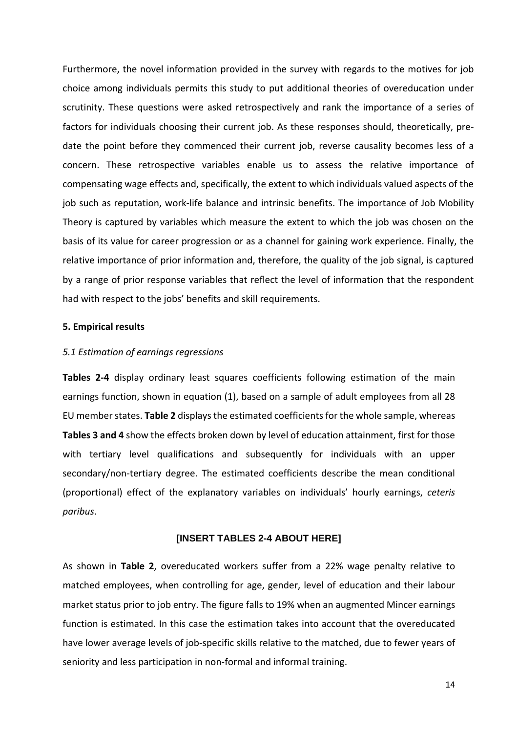Furthermore, the novel information provided in the survey with regards to the motives for job choice among individuals permits this study to put additional theories of overeducation under scrutinity. These questions were asked retrospectively and rank the importance of a series of factors for individuals choosing their current job. As these responses should, theoretically, pre-date the point before they commenced their current job, reverse causality becomes less of a concern. These retrospective variables enable us to assess the relative importance of compensating wage effects and, specifically, the extent to which individuals valued aspects of the job such as reputation, work-life balance and intrinsic benefits. The importance of Job Mobility Theory is captured by variables which measure the extent to which the job was chosen on the basis of its value for career progression or as a channel for gaining work experience. Finally, the relative importance of prior information and, therefore, the quality of the job signal, is captured by a range of prior response variables that reflect the level of information that the respondent had with respect to the jobs' benefits and skill requirements.

## 5. Empirical results

### *5.1 Estimation of earnings regressions*

**Tables 2-4** display ordinary least squares coefficients following estimation of the main earnings function, shown in equation (1), based on a sample of adult employees from all 28 EU member states. **Table 2** displays the estimated coefficients for the whole sample, whereas **Tables 3 and 4** show the effects broken down by level of education attainment, first for those with tertiary level qualifications and subsequently for individuals with an upper secondary/non-tertiary degree. The estimated coefficients describe the mean conditional (proportional) effect of the explanatory variables on individuals' hourly earnings, *ceteris paribus*.

**[INSERT TABLES 2-4 ABOUT HERE]**

As shown in **Table 2**, overeducated workers suffer from a 22% wage penalty relative to matched employees, when controlling for age, gender, level of education and their labour market status prior to job entry. The figure falls to 19% when an augmented Mincer earnings function is estimated. In this case the estimation takes into account that the overeducated have lower average levels of job-specific skills relative to the matched, due to fewer years of seniority and less participation in non-formal and informal training.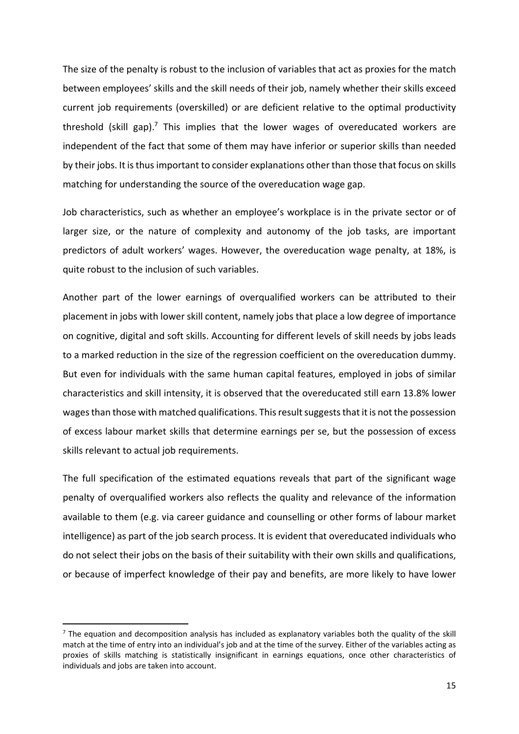The size of the penalty is robust to the inclusion of variables that act as proxies for the match between employees' skills and the skill needs of their job, namely whether their skills exceed current job requirements (overskilled) or are deficient relative to the optimal productivity threshold (skill gap).[7] This implies that the lower wages of overeducated workers are independent of the fact that some of them may have inferior or superior skills than needed by their jobs. It is thus important to consider explanations other than those that focus on skills matching for understanding the source of the overeducation wage gap.

Job characteristics, such as whether an employee's workplace is in the private sector or of larger size, or the nature of complexity and autonomy of the job tasks, are important predictors of adult workers' wages. However, the overeducation wage penalty, at 18%, is quite robust to the inclusion of such variables.

Another part of the lower earnings of overqualified workers can be attributed to their placement in jobs with lower skill content, namely jobs that place a low degree of importance on cognitive, digital and soft skills. Accounting for different levels of skill needs by jobs leads to a marked reduction in the size of the regression coefficient on the overeducation dummy. But even for individuals with the same human capital features, employed in jobs of similar characteristics and skill intensity, it is observed that the overeducated still earn 13.8% lower wages than those with matched qualifications. This result suggests that it is not the possession of excess labour market skills that determine earnings per se, but the possession of excess skills relevant to actual job requirements.

The full specification of the estimated equations reveals that part of the significant wage penalty of overqualified workers also reflects the quality and relevance of the information available to them (e.g. via career guidance and counselling or other forms of labour market intelligence) as part of the job search process. It is evident that overeducated individuals who do not select their jobs on the basis of their suitability with their own skills and qualifications, or because of imperfect knowledge of their pay and benefits, are more likely to have lower

[7] The equation and decomposition analysis has included as explanatory variables both the quality of the skill match at the time of entry into an individual's job and at the time of the survey. Either of the variables acting as proxies of skills matching is statistically insignificant in earnings equations, once other characteristics of individuals and jobs are taken into account.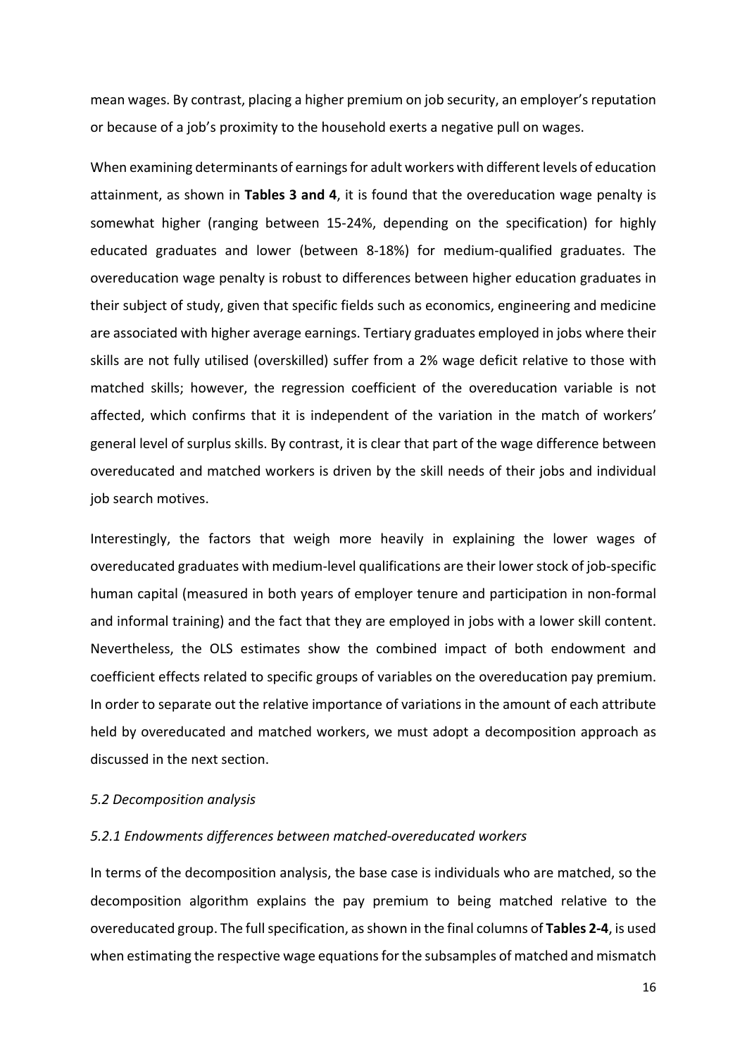mean wages. By contrast, placing a higher premium on job security, an employer's reputation or because of a job's proximity to the household exerts a negative pull on wages.

When examining determinants of earnings for adult workers with different levels of education attainment, as shown in **Tables 3 and 4**, it is found that the overeducation wage penalty is somewhat higher (ranging between 15-24%, depending on the specification) for highly educated graduates and lower (between 8-18%) for medium-qualified graduates. The overeducation wage penalty is robust to differences between higher education graduates in their subject of study, given that specific fields such as economics, engineering and medicine are associated with higher average earnings. Tertiary graduates employed in jobs where their skills are not fully utilised (overskilled) suffer from a 2% wage deficit relative to those with matched skills; however, the regression coefficient of the overeducation variable is not affected, which confirms that it is independent of the variation in the match of workers' general level of surplus skills. By contrast, it is clear that part of the wage difference between overeducated and matched workers is driven by the skill needs of their jobs and individual job search motives.

Interestingly, the factors that weigh more heavily in explaining the lower wages of overeducated graduates with medium-level qualifications are their lower stock of job-specific human capital (measured in both years of employer tenure and participation in non-formal and informal training) and the fact that they are employed in jobs with a lower skill content. Nevertheless, the OLS estimates show the combined impact of both endowment and coefficient effects related to specific groups of variables on the overeducation pay premium. In order to separate out the relative importance of variations in the amount of each attribute held by overeducated and matched workers, we must adopt a decomposition approach as discussed in the next section.

### *5.2 Decomposition analysis*

#### *5.2.1 Endowments differences between matched-overeducated workers*

In terms of the decomposition analysis, the base case is individuals who are matched, so the decomposition algorithm explains the pay premium to being matched relative to the overeducated group. The full specification, as shown in the final columns of **Tables 2-4**, is used when estimating the respective wage equations for the subsamples of matched and mismatch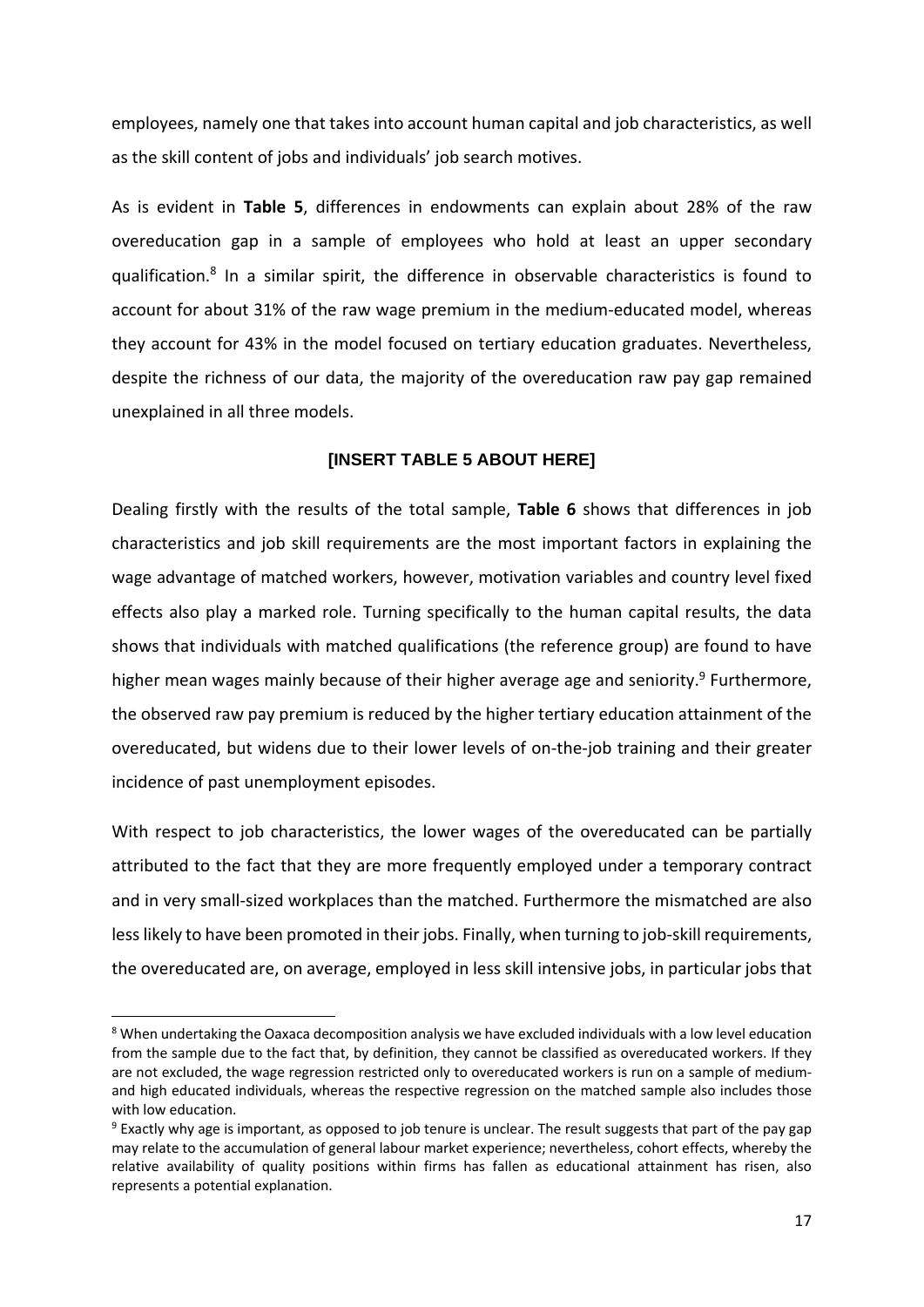employees, namely one that takes into account human capital and job characteristics, as well as the skill content of jobs and individuals' job search motives.

As is evident in **Table 5**, differences in endowments can explain about 28% of the raw overeducation gap in a sample of employees who hold at least an upper secondary qualification.[8] In a similar spirit, the difference in observable characteristics is found to account for about 31% of the raw wage premium in the medium-educated model, whereas they account for 43% in the model focused on tertiary education graduates. Nevertheless, despite the richness of our data, the majority of the overeducation raw pay gap remained unexplained in all three models.

**[INSERT TABLE 5 ABOUT HERE]**

Dealing firstly with the results of the total sample, **Table 6** shows that differences in job characteristics and job skill requirements are the most important factors in explaining the wage advantage of matched workers, however, motivation variables and country level fixed effects also play a marked role. Turning specifically to the human capital results, the data shows that individuals with matched qualifications (the reference group) are found to have higher mean wages mainly because of their higher average age and seniority.[9] Furthermore, the observed raw pay premium is reduced by the higher tertiary education attainment of the overeducated, but widens due to their lower levels of on-the-job training and their greater incidence of past unemployment episodes.

With respect to job characteristics, the lower wages of the overeducated can be partially attributed to the fact that they are more frequently employed under a temporary contract and in very small-sized workplaces than the matched. Furthermore the mismatched are also less likely to have been promoted in their jobs. Finally, when turning to job-skill requirements, the overeducated are, on average, employed in less skill intensive jobs, in particular jobs that

---

[8] When undertaking the Oaxaca decomposition analysis we have excluded individuals with a low level education from the sample due to the fact that, by definition, they cannot be classified as overeducated workers. If they are not excluded, the wage regression restricted only to overeducated workers is run on a sample of medium- and high educated individuals, whereas the respective regression on the matched sample also includes those with low education.

[9] Exactly why age is important, as opposed to job tenure is unclear. The result suggests that part of the pay gap may relate to the accumulation of general labour market experience; nevertheless, cohort effects, whereby the relative availability of quality positions within firms has fallen as educational attainment has risen, also represents a potential explanation.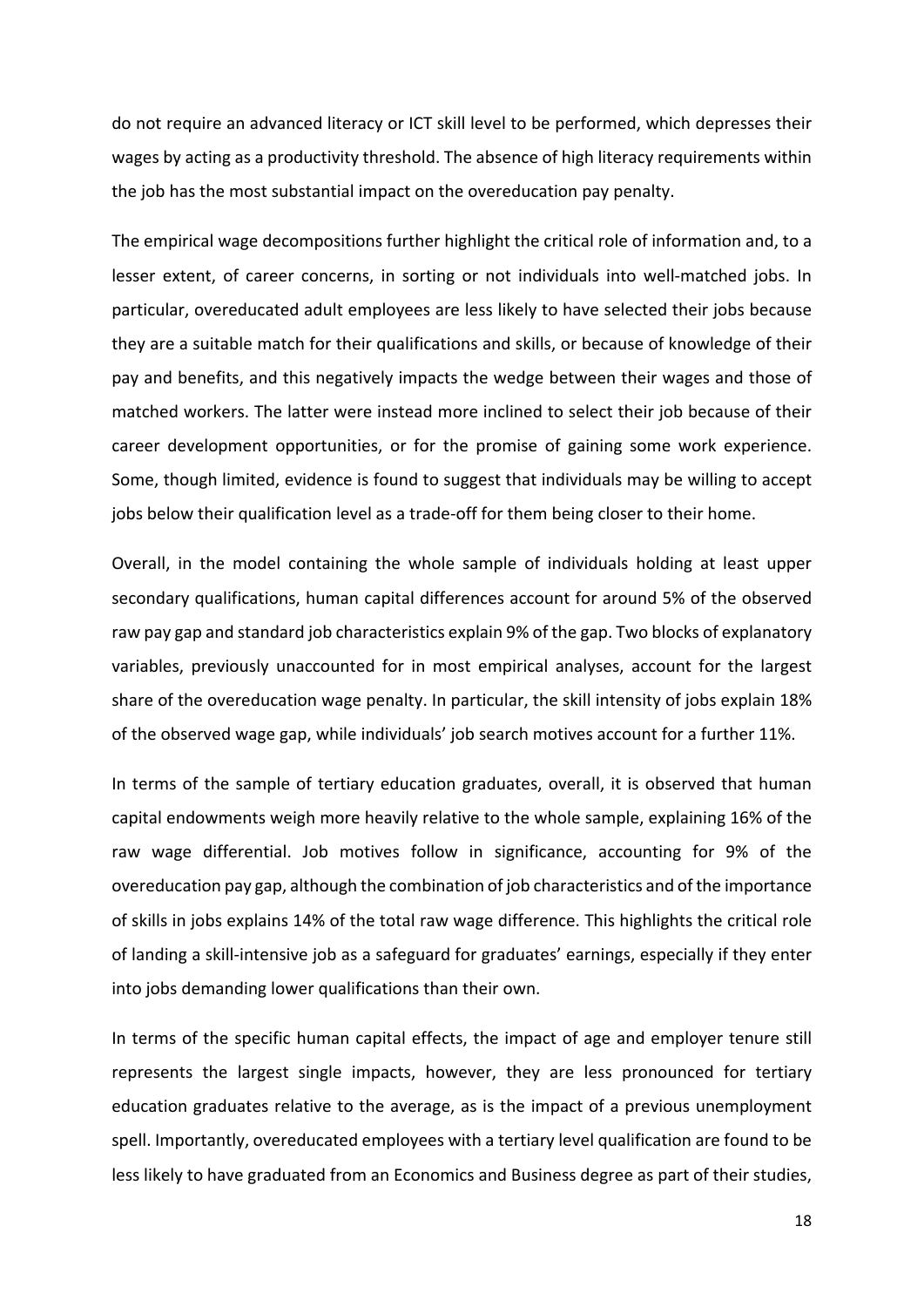do not require an advanced literacy or ICT skill level to be performed, which depresses their wages by acting as a productivity threshold. The absence of high literacy requirements within the job has the most substantial impact on the overeducation pay penalty.

The empirical wage decompositions further highlight the critical role of information and, to a lesser extent, of career concerns, in sorting or not individuals into well-matched jobs. In particular, overeducated adult employees are less likely to have selected their jobs because they are a suitable match for their qualifications and skills, or because of knowledge of their pay and benefits, and this negatively impacts the wedge between their wages and those of matched workers. The latter were instead more inclined to select their job because of their career development opportunities, or for the promise of gaining some work experience. Some, though limited, evidence is found to suggest that individuals may be willing to accept jobs below their qualification level as a trade-off for them being closer to their home.

Overall, in the model containing the whole sample of individuals holding at least upper secondary qualifications, human capital differences account for around 5% of the observed raw pay gap and standard job characteristics explain 9% of the gap. Two blocks of explanatory variables, previously unaccounted for in most empirical analyses, account for the largest share of the overeducation wage penalty. In particular, the skill intensity of jobs explain 18% of the observed wage gap, while individuals' job search motives account for a further 11%.

In terms of the sample of tertiary education graduates, overall, it is observed that human capital endowments weigh more heavily relative to the whole sample, explaining 16% of the raw wage differential. Job motives follow in significance, accounting for 9% of the overeducation pay gap, although the combination of job characteristics and of the importance of skills in jobs explains 14% of the total raw wage difference. This highlights the critical role of landing a skill-intensive job as a safeguard for graduates' earnings, especially if they enter into jobs demanding lower qualifications than their own.

In terms of the specific human capital effects, the impact of age and employer tenure still represents the largest single impacts, however, they are less pronounced for tertiary education graduates relative to the average, as is the impact of a previous unemployment spell. Importantly, overeducated employees with a tertiary level qualification are found to be less likely to have graduated from an Economics and Business degree as part of their studies,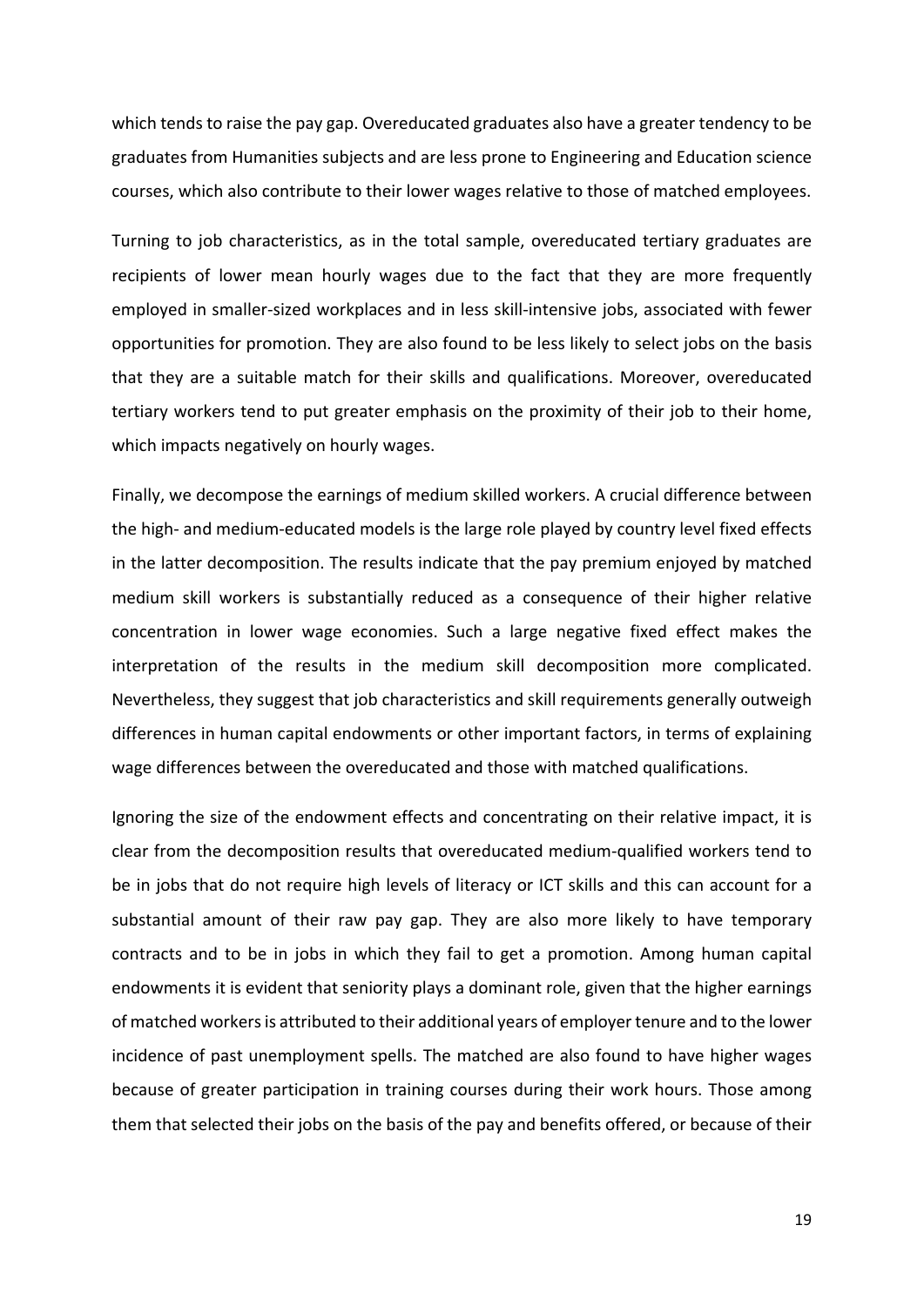which tends to raise the pay gap. Overeducated graduates also have a greater tendency to be graduates from Humanities subjects and are less prone to Engineering and Education science courses, which also contribute to their lower wages relative to those of matched employees.

Turning to job characteristics, as in the total sample, overeducated tertiary graduates are recipients of lower mean hourly wages due to the fact that they are more frequently employed in smaller-sized workplaces and in less skill-intensive jobs, associated with fewer opportunities for promotion. They are also found to be less likely to select jobs on the basis that they are a suitable match for their skills and qualifications. Moreover, overeducated tertiary workers tend to put greater emphasis on the proximity of their job to their home, which impacts negatively on hourly wages.

Finally, we decompose the earnings of medium skilled workers. A crucial difference between the high- and medium-educated models is the large role played by country level fixed effects in the latter decomposition. The results indicate that the pay premium enjoyed by matched medium skill workers is substantially reduced as a consequence of their higher relative concentration in lower wage economies. Such a large negative fixed effect makes the interpretation of the results in the medium skill decomposition more complicated. Nevertheless, they suggest that job characteristics and skill requirements generally outweigh differences in human capital endowments or other important factors, in terms of explaining wage differences between the overeducated and those with matched qualifications.

Ignoring the size of the endowment effects and concentrating on their relative impact, it is clear from the decomposition results that overeducated medium-qualified workers tend to be in jobs that do not require high levels of literacy or ICT skills and this can account for a substantial amount of their raw pay gap. They are also more likely to have temporary contracts and to be in jobs in which they fail to get a promotion. Among human capital endowments it is evident that seniority plays a dominant role, given that the higher earnings of matched workers is attributed to their additional years of employer tenure and to the lower incidence of past unemployment spells. The matched are also found to have higher wages because of greater participation in training courses during their work hours. Those among them that selected their jobs on the basis of the pay and benefits offered, or because of their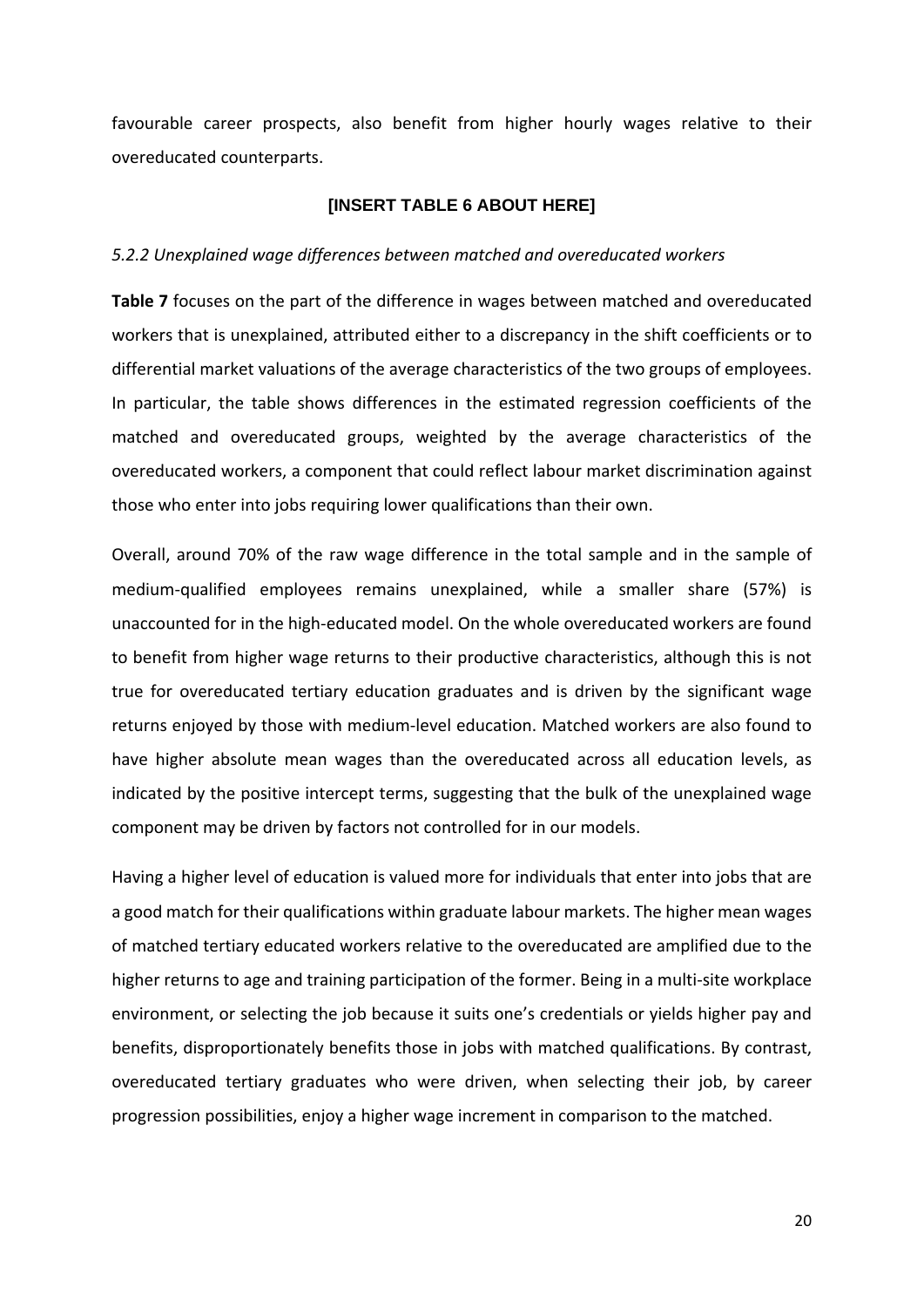favourable career prospects, also benefit from higher hourly wages relative to their overeducated counterparts.

**[INSERT TABLE 6 ABOUT HERE]**

### *5.2.2 Unexplained wage differences between matched and overeducated workers*

**Table 7** focuses on the part of the difference in wages between matched and overeducated workers that is unexplained, attributed either to a discrepancy in the shift coefficients or to differential market valuations of the average characteristics of the two groups of employees. In particular, the table shows differences in the estimated regression coefficients of the matched and overeducated groups, weighted by the average characteristics of the overeducated workers, a component that could reflect labour market discrimination against those who enter into jobs requiring lower qualifications than their own.

Overall, around 70% of the raw wage difference in the total sample and in the sample of medium-qualified employees remains unexplained, while a smaller share (57%) is unaccounted for in the high-educated model. On the whole overeducated workers are found to benefit from higher wage returns to their productive characteristics, although this is not true for overeducated tertiary education graduates and is driven by the significant wage returns enjoyed by those with medium-level education. Matched workers are also found to have higher absolute mean wages than the overeducated across all education levels, as indicated by the positive intercept terms, suggesting that the bulk of the unexplained wage component may be driven by factors not controlled for in our models.

Having a higher level of education is valued more for individuals that enter into jobs that are a good match for their qualifications within graduate labour markets. The higher mean wages of matched tertiary educated workers relative to the overeducated are amplified due to the higher returns to age and training participation of the former. Being in a multi-site workplace environment, or selecting the job because it suits one's credentials or yields higher pay and benefits, disproportionately benefits those in jobs with matched qualifications. By contrast, overeducated tertiary graduates who were driven, when selecting their job, by career progression possibilities, enjoy a higher wage increment in comparison to the matched.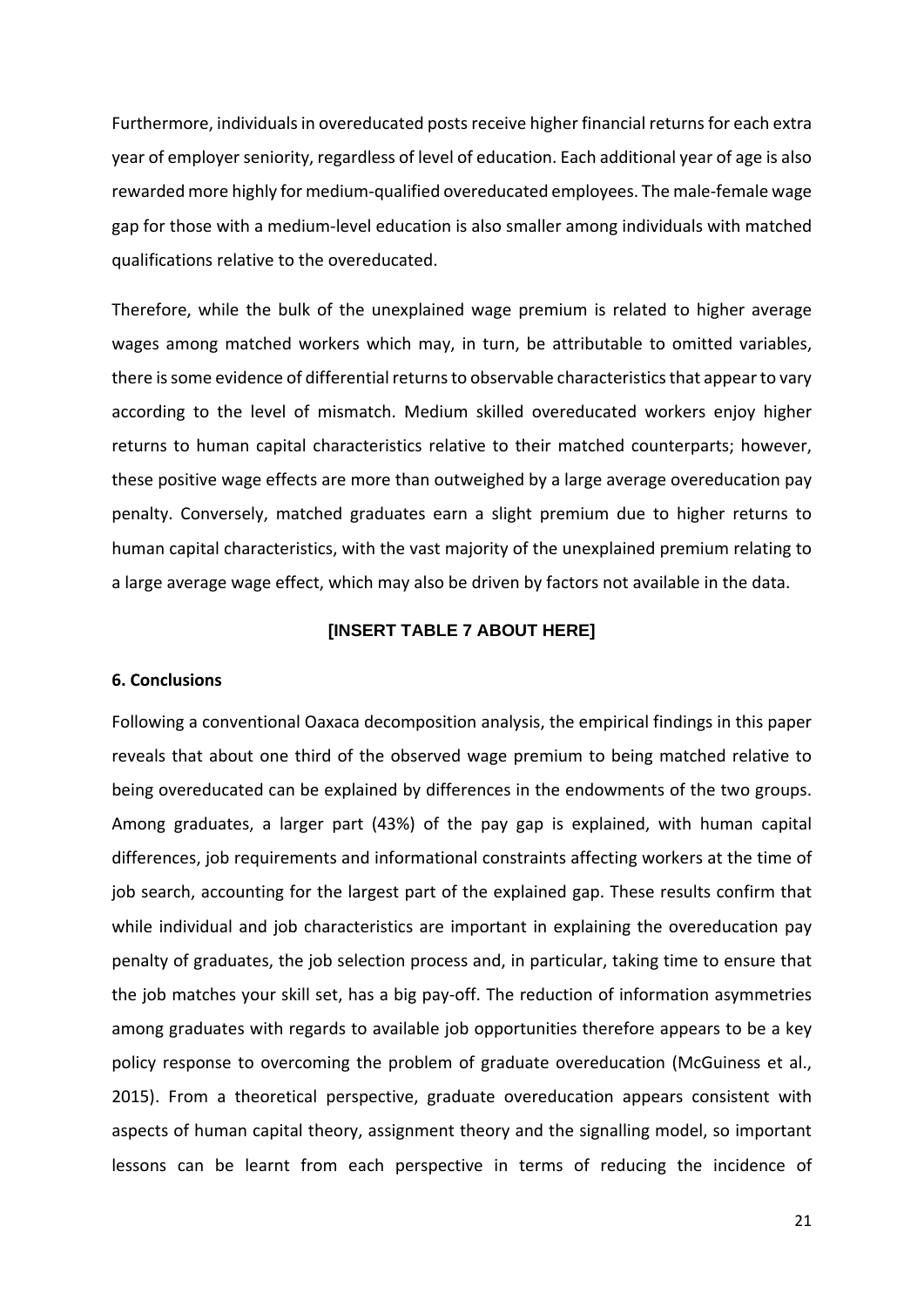Furthermore, individuals in overeducated posts receive higher financial returns for each extra year of employer seniority, regardless of level of education. Each additional year of age is also rewarded more highly for medium-qualified overeducated employees. The male-female wage gap for those with a medium-level education is also smaller among individuals with matched qualifications relative to the overeducated.

Therefore, while the bulk of the unexplained wage premium is related to higher average wages among matched workers which may, in turn, be attributable to omitted variables, there is some evidence of differential returns to observable characteristics that appear to vary according to the level of mismatch. Medium skilled overeducated workers enjoy higher returns to human capital characteristics relative to their matched counterparts; however, these positive wage effects are more than outweighed by a large average overeducation pay penalty. Conversely, matched graduates earn a slight premium due to higher returns to human capital characteristics, with the vast majority of the unexplained premium relating to a large average wage effect, which may also be driven by factors not available in the data.

**[INSERT TABLE 7 ABOUT HERE]**

## 6. Conclusions

Following a conventional Oaxaca decomposition analysis, the empirical findings in this paper reveals that about one third of the observed wage premium to being matched relative to being overeducated can be explained by differences in the endowments of the two groups. Among graduates, a larger part (43%) of the pay gap is explained, with human capital differences, job requirements and informational constraints affecting workers at the time of job search, accounting for the largest part of the explained gap. These results confirm that while individual and job characteristics are important in explaining the overeducation pay penalty of graduates, the job selection process and, in particular, taking time to ensure that the job matches your skill set, has a big pay-off. The reduction of information asymmetries among graduates with regards to available job opportunities therefore appears to be a key policy response to overcoming the problem of graduate overeducation (McGuiness et al., 2015). From a theoretical perspective, graduate overeducation appears consistent with aspects of human capital theory, assignment theory and the signalling model, so important lessons can be learnt from each perspective in terms of reducing the incidence of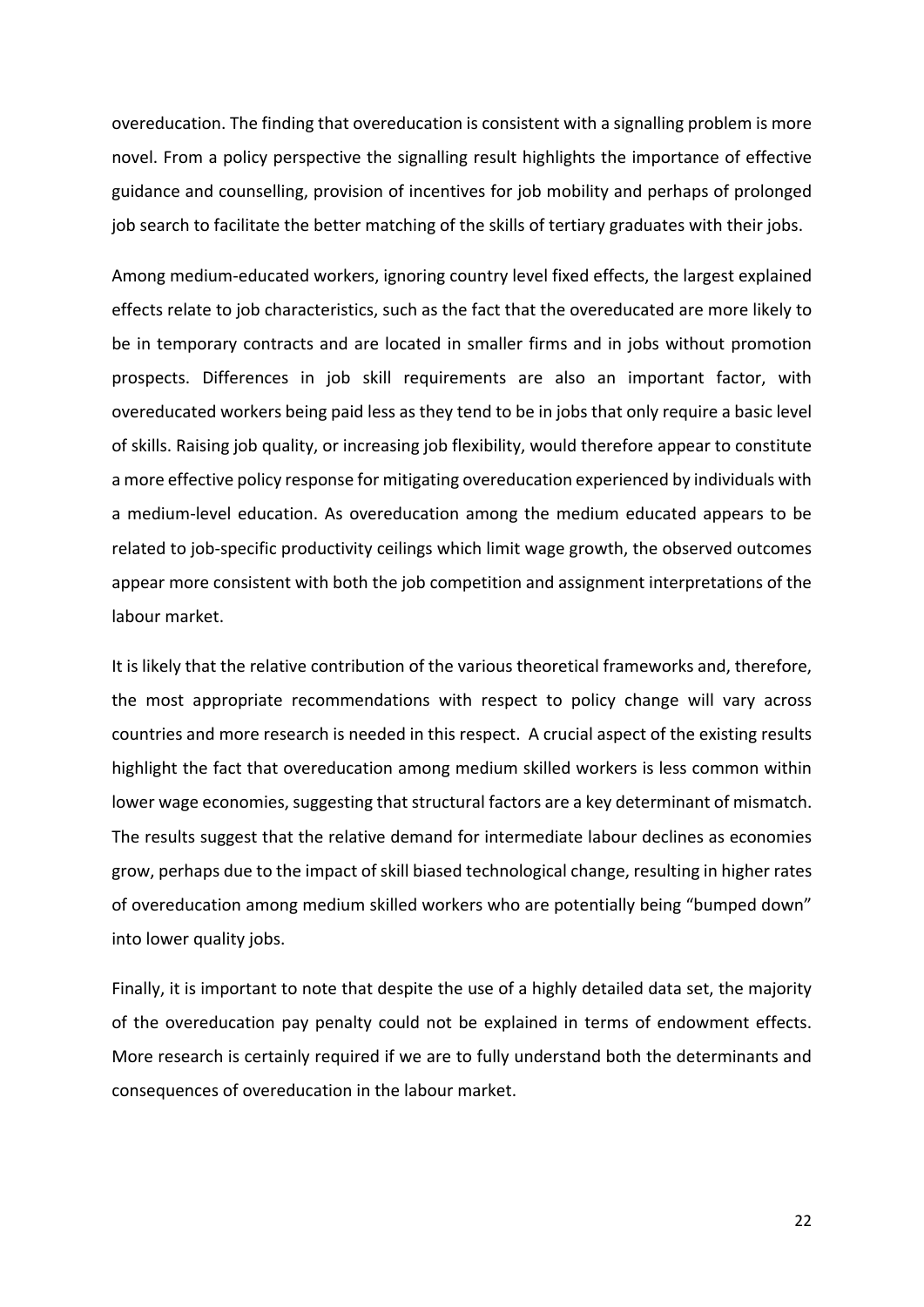overeducation. The finding that overeducation is consistent with a signalling problem is more novel. From a policy perspective the signalling result highlights the importance of effective guidance and counselling, provision of incentives for job mobility and perhaps of prolonged job search to facilitate the better matching of the skills of tertiary graduates with their jobs.

Among medium-educated workers, ignoring country level fixed effects, the largest explained effects relate to job characteristics, such as the fact that the overeducated are more likely to be in temporary contracts and are located in smaller firms and in jobs without promotion prospects. Differences in job skill requirements are also an important factor, with overeducated workers being paid less as they tend to be in jobs that only require a basic level of skills. Raising job quality, or increasing job flexibility, would therefore appear to constitute a more effective policy response for mitigating overeducation experienced by individuals with a medium-level education. As overeducation among the medium educated appears to be related to job-specific productivity ceilings which limit wage growth, the observed outcomes appear more consistent with both the job competition and assignment interpretations of the labour market.

It is likely that the relative contribution of the various theoretical frameworks and, therefore, the most appropriate recommendations with respect to policy change will vary across countries and more research is needed in this respect. A crucial aspect of the existing results highlight the fact that overeducation among medium skilled workers is less common within lower wage economies, suggesting that structural factors are a key determinant of mismatch. The results suggest that the relative demand for intermediate labour declines as economies grow, perhaps due to the impact of skill biased technological change, resulting in higher rates of overeducation among medium skilled workers who are potentially being "bumped down" into lower quality jobs.

Finally, it is important to note that despite the use of a highly detailed data set, the majority of the overeducation pay penalty could not be explained in terms of endowment effects. More research is certainly required if we are to fully understand both the determinants and consequences of overeducation in the labour market.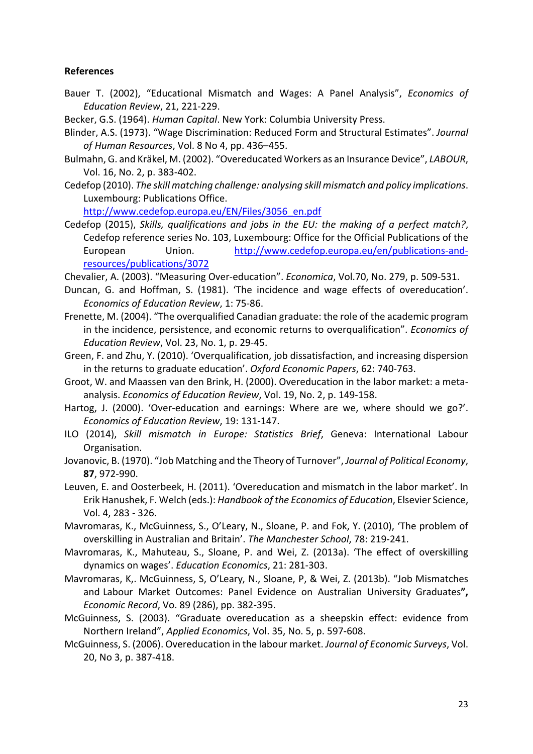**References**

Bauer T. (2002), "Educational Mismatch and Wages: A Panel Analysis", *Economics of Education Review*, 21, 221-229.

Becker, G.S. (1964). *Human Capital*. New York: Columbia University Press.

Blinder, A.S. (1973). "Wage Discrimination: Reduced Form and Structural Estimates". *Journal of Human Resources*, Vol. 8 No 4, pp. 436–455.

Bulmahn, G. and Kräkel, M. (2002). "Overeducated Workers as an Insurance Device", *LABOUR*, Vol. 16, No. 2, p. 383-402.

Cedefop (2010). *The skill matching challenge: analysing skill mismatch and policy implications*. Luxembourg: Publications Office. http://www.cedefop.europa.eu/EN/Files/3056_en.pdf

Cedefop (2015), *Skills, qualifications and jobs in the EU: the making of a perfect match?*, Cedefop reference series No. 103, Luxembourg: Office for the Official Publications of the European Union. http://www.cedefop.europa.eu/en/publications-and-resources/publications/3072

Chevalier, A. (2003). "Measuring Over-education". *Economica*, Vol.70, No. 279, p. 509-531.

Duncan, G. and Hoffman, S. (1981). 'The incidence and wage effects of overeducation'. *Economics of Education Review*, 1: 75-86.

Frenette, M. (2004). "The overqualified Canadian graduate: the role of the academic program in the incidence, persistence, and economic returns to overqualification". *Economics of Education Review*, Vol. 23, No. 1, p. 29-45.

Green, F. and Zhu, Y. (2010). 'Overqualification, job dissatisfaction, and increasing dispersion in the returns to graduate education'. *Oxford Economic Papers*, 62: 740-763.

Groot, W. and Maassen van den Brink, H. (2000). Overeducation in the labor market: a meta-analysis. *Economics of Education Review*, Vol. 19, No. 2, p. 149-158.

Hartog, J. (2000). 'Over-education and earnings: Where are we, where should we go?'. *Economics of Education Review*, 19: 131-147.

ILO (2014), *Skill mismatch in Europe: Statistics Brief*, Geneva: International Labour Organisation.

Jovanovic, B. (1970). "Job Matching and the Theory of Turnover", *Journal of Political Economy*, **87**, 972-990.

Leuven, E. and Oosterbeek, H. (2011). 'Overeducation and mismatch in the labor market'. In Erik Hanushek, F. Welch (eds.): *Handbook of the Economics of Education*, Elsevier Science, Vol. 4, 283 - 326.

Mavromaras, K., McGuinness, S., O'Leary, N., Sloane, P. and Fok, Y. (2010), 'The problem of overskilling in Australian and Britain'. *The Manchester School*, 78: 219-241.

Mavromaras, K., Mahuteau, S., Sloane, P. and Wei, Z. (2013a). 'The effect of overskilling dynamics on wages'. *Education Economics*, 21: 281-303.

Mavromaras, K,. McGuinness, S, O'Leary, N., Sloane, P, & Wei, Z. (2013b). "Job Mismatches and Labour Market Outcomes: Panel Evidence on Australian University Graduates**",** *Economic Record*, Vo. 89 (286), pp. 382-395.

McGuinness, S. (2003). "Graduate overeducation as a sheepskin effect: evidence from Northern Ireland", *Applied Economics*, Vol. 35, No. 5, p. 597-608.

McGuinness, S. (2006). Overeducation in the labour market. *Journal of Economic Surveys*, Vol. 20, No 3, p. 387-418.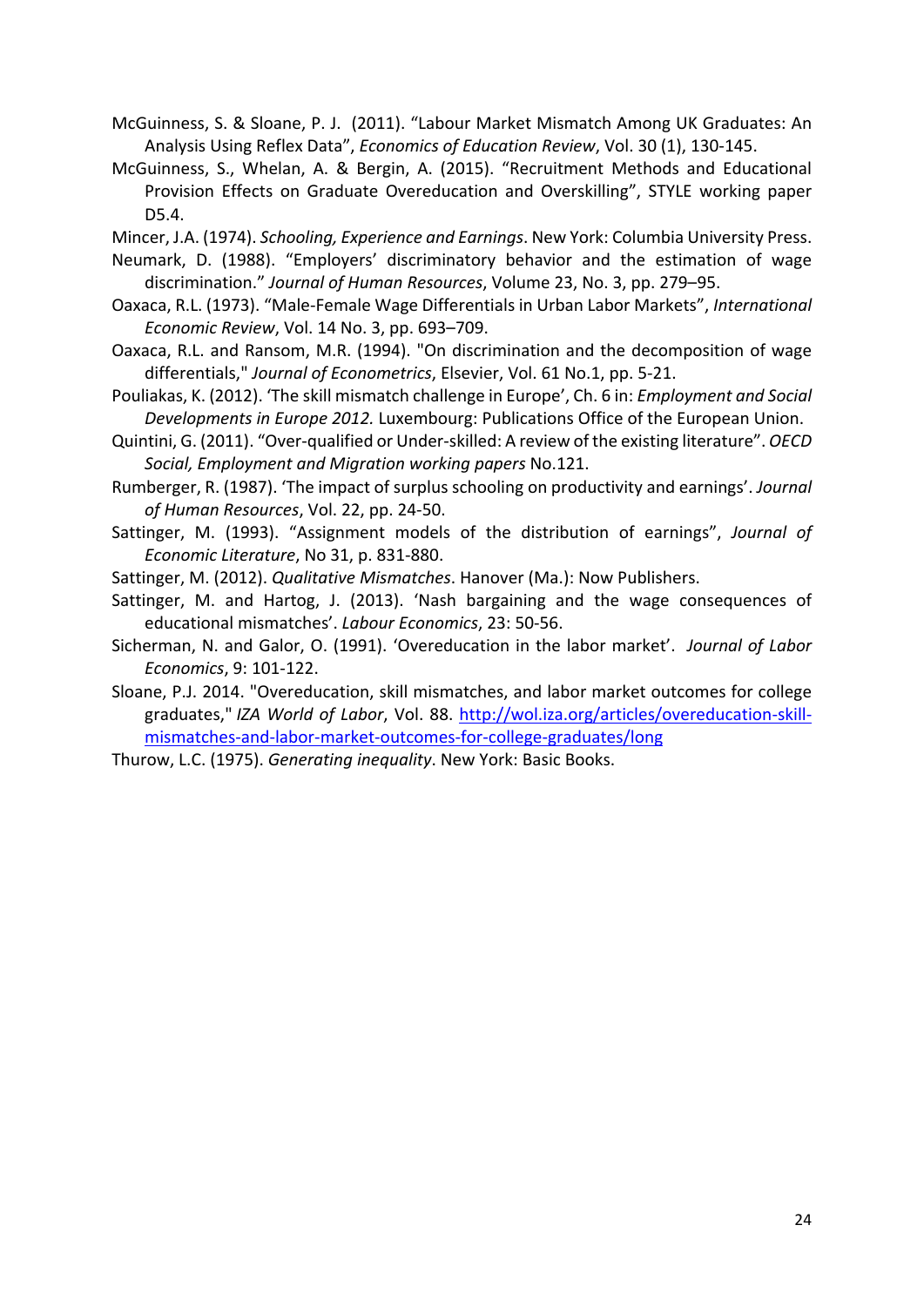McGuinness, S. & Sloane, P. J. (2011). "Labour Market Mismatch Among UK Graduates: An Analysis Using Reflex Data", *Economics of Education Review*, Vol. 30 (1), 130-145.

McGuinness, S., Whelan, A. & Bergin, A. (2015). "Recruitment Methods and Educational Provision Effects on Graduate Overeducation and Overskilling", STYLE working paper D5.4.

Mincer, J.A. (1974). *Schooling, Experience and Earnings*. New York: Columbia University Press.

Neumark, D. (1988). "Employers' discriminatory behavior and the estimation of wage discrimination." *Journal of Human Resources*, Volume 23, No. 3, pp. 279–95.

Oaxaca, R.L. (1973). "Male-Female Wage Differentials in Urban Labor Markets", *International Economic Review*, Vol. 14 No. 3, pp. 693–709.

Oaxaca, R.L. and Ransom, M.R. (1994). "On discrimination and the decomposition of wage differentials," *Journal of Econometrics*, Elsevier, Vol. 61 No.1, pp. 5-21.

Pouliakas, K. (2012). 'The skill mismatch challenge in Europe', Ch. 6 in: *Employment and Social Developments in Europe 2012.* Luxembourg: Publications Office of the European Union.

Quintini, G. (2011). "Over-qualified or Under-skilled: A review of the existing literature". *OECD Social, Employment and Migration working papers* No.121.

Rumberger, R. (1987). 'The impact of surplus schooling on productivity and earnings'. *Journal of Human Resources*, Vol. 22, pp. 24-50.

Sattinger, M. (1993). "Assignment models of the distribution of earnings", *Journal of Economic Literature*, No 31, p. 831-880.

Sattinger, M. (2012). *Qualitative Mismatches*. Hanover (Ma.): Now Publishers.

Sattinger, M. and Hartog, J. (2013). 'Nash bargaining and the wage consequences of educational mismatches'. *Labour Economics*, 23: 50-56.

Sicherman, N. and Galor, O. (1991). 'Overeducation in the labor market'. *Journal of Labor Economics*, 9: 101-122.

Sloane, P.J. 2014. "Overeducation, skill mismatches, and labor market outcomes for college graduates," *IZA World of Labor*, Vol. 88. [http://wol.iza.org/articles/overeducation-skill-mismatches-and-labor-market-outcomes-for-college-graduates/long](http://wol.iza.org/articles/overeducation-skill-mismatches-and-labor-market-outcomes-for-college-graduates/long)

Thurow, L.C. (1975). *Generating inequality*. New York: Basic Books.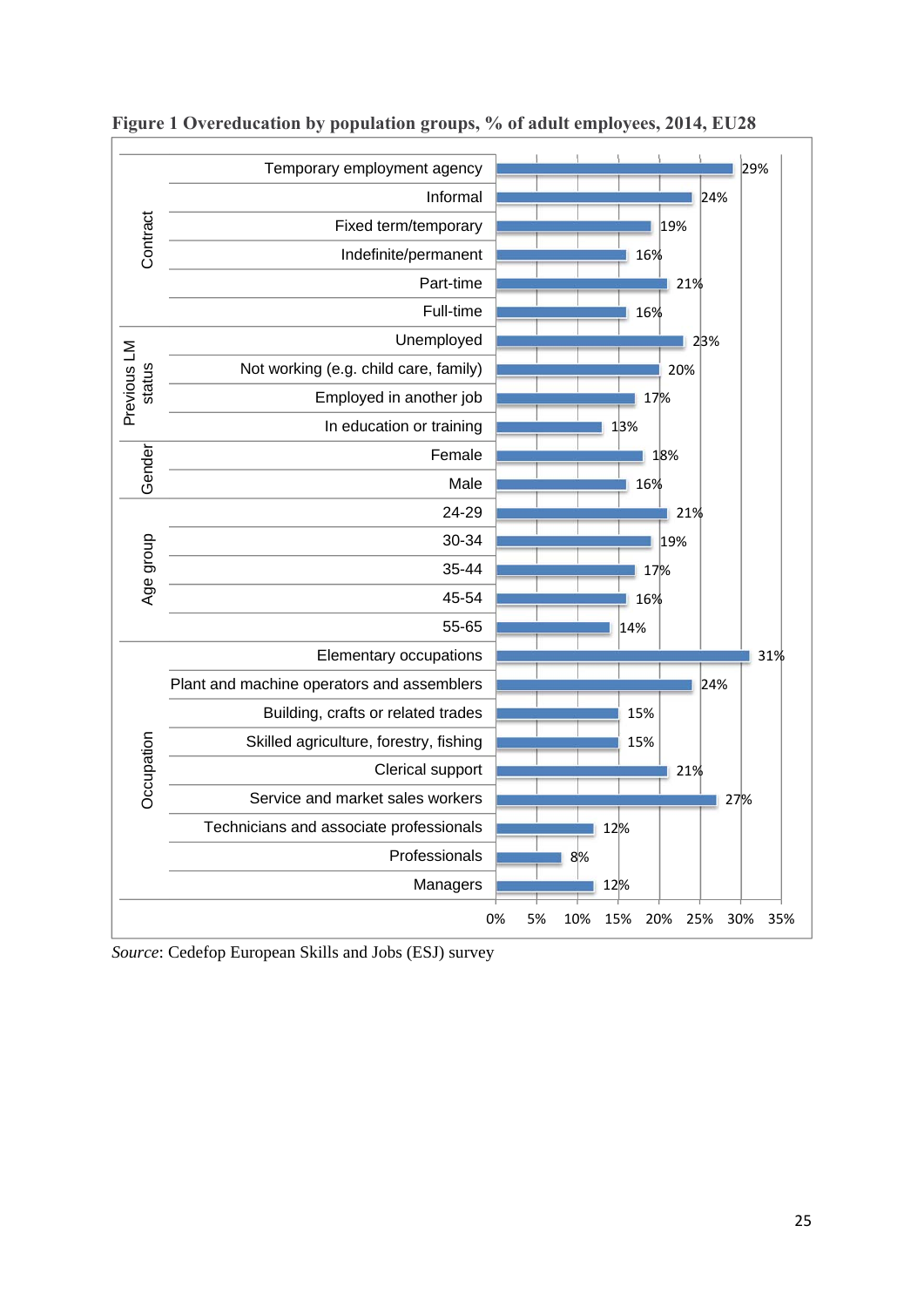**Figure 1 Overeducation by population groups, % of adult employees, 2014, EU28**

| Group | Category | % |
|---|---|---|
| Contract | Temporary employment agency | 29% |
| | Informal | 24% |
| | Fixed term/temporary | 19% |
| | Indefinite/permanent | 16% |
| | Part-time | 21% |
| | Full-time | 16% |
| Previous LM status | Unemployed | 23% |
| | Not working (e.g. child care, family) | 20% |
| | Employed in another job | 17% |
| | In education or training | 13% |
| Gender | Female | 18% |
| | Male | 16% |
| Age group | 24-29 | 21% |
| | 30-34 | 19% |
| | 35-44 | 17% |
| | 45-54 | 16% |
| | 55-65 | 14% |
| Occupation | Elementary occupations | 31% |
| | Plant and machine operators and assemblers | 24% |
| | Building, crafts or related trades | 15% |
| | Skilled agriculture, forestry, fishing | 15% |
| | Clerical support | 21% |
| | Service and market sales workers | 27% |
| | Technicians and associate professionals | 12% |
| | Professionals | 8% |
| | Managers | 12% |

*Source*: Cedefop European Skills and Jobs (ESJ) survey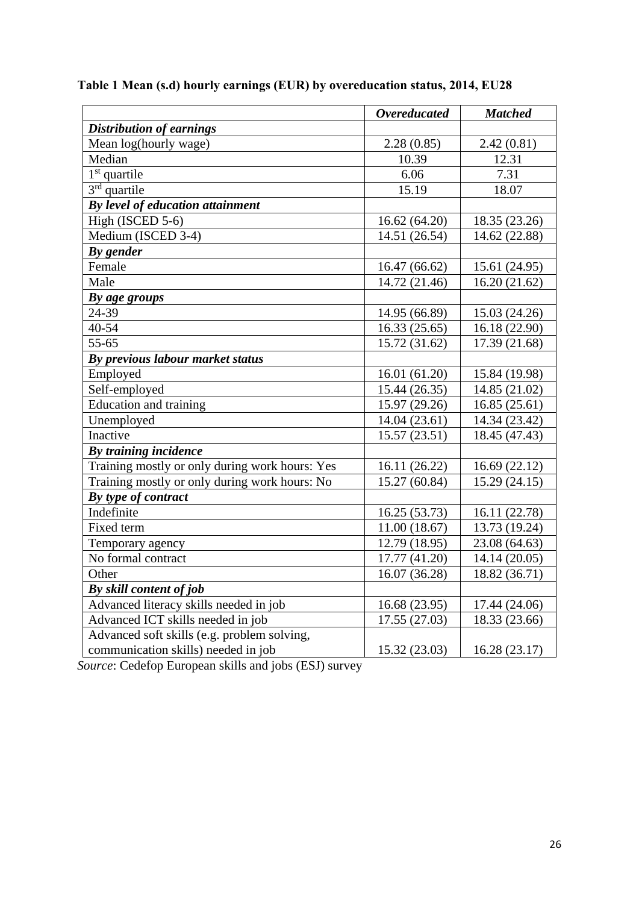**Table 1 Mean (s.d) hourly earnings (EUR) by overeducation status, 2014, EU28**

| | *Overeducated* | *Matched* |
|---|---|---|
| ***Distribution of earnings*** | | |
| Mean log(hourly wage) | 2.28 (0.85) | 2.42 (0.81) |
| Median | 10.39 | 12.31 |
| 1st quartile | 6.06 | 7.31 |
| 3rd quartile | 15.19 | 18.07 |
| ***By level of education attainment*** | | |
| High (ISCED 5-6) | 16.62 (64.20) | 18.35 (23.26) |
| Medium (ISCED 3-4) | 14.51 (26.54) | 14.62 (22.88) |
| ***By gender*** | | |
| Female | 16.47 (66.62) | 15.61 (24.95) |
| Male | 14.72 (21.46) | 16.20 (21.62) |
| ***By age groups*** | | |
| 24-39 | 14.95 (66.89) | 15.03 (24.26) |
| 40-54 | 16.33 (25.65) | 16.18 (22.90) |
| 55-65 | 15.72 (31.62) | 17.39 (21.68) |
| ***By previous labour market status*** | | |
| Employed | 16.01 (61.20) | 15.84 (19.98) |
| Self-employed | 15.44 (26.35) | 14.85 (21.02) |
| Education and training | 15.97 (29.26) | 16.85 (25.61) |
| Unemployed | 14.04 (23.61) | 14.34 (23.42) |
| Inactive | 15.57 (23.51) | 18.45 (47.43) |
| ***By training incidence*** | | |
| Training mostly or only during work hours: Yes | 16.11 (26.22) | 16.69 (22.12) |
| Training mostly or only during work hours: No | 15.27 (60.84) | 15.29 (24.15) |
| ***By type of contract*** | | |
| Indefinite | 16.25 (53.73) | 16.11 (22.78) |
| Fixed term | 11.00 (18.67) | 13.73 (19.24) |
| Temporary agency | 12.79 (18.95) | 23.08 (64.63) |
| No formal contract | 17.77 (41.20) | 14.14 (20.05) |
| Other | 16.07 (36.28) | 18.82 (36.71) |
| ***By skill content of job*** | | |
| Advanced literacy skills needed in job | 16.68 (23.95) | 17.44 (24.06) |
| Advanced ICT skills needed in job | 17.55 (27.03) | 18.33 (23.66) |
| Advanced soft skills (e.g. problem solving, communication skills) needed in job | 15.32 (23.03) | 16.28 (23.17) |

*Source*: Cedefop European skills and jobs (ESJ) survey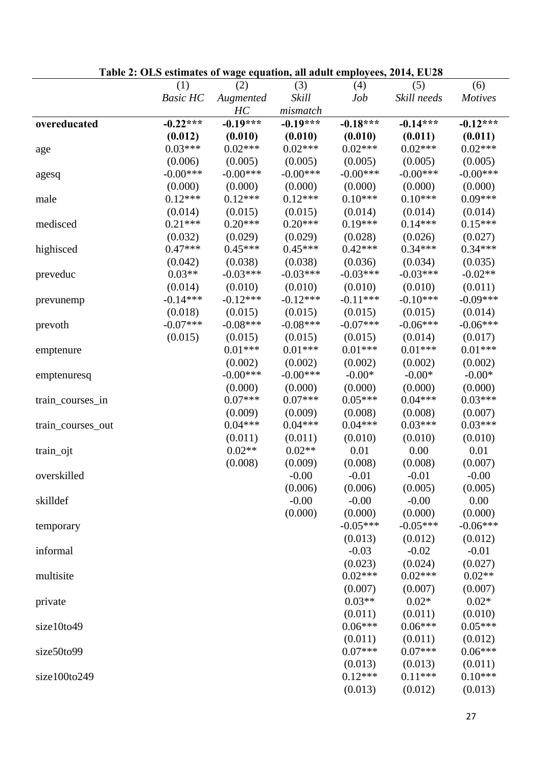**Table 2: OLS estimates of wage equation, all adult employees, 2014, EU28**

| | (1) | (2) | (3) | (4) | (5) | (6) |
|---|---|---|---|---|---|---|
| | *Basic HC* | *Augmented HC* | *Skill mismatch* | *Job* | *Skill needs* | *Motives* |
| **overeducated** | **-0.22*****| **-0.19*****| **-0.19*****| **-0.18*****| **-0.14*****| **-0.12*****|
| | **(0.012)** | **(0.010)** | **(0.010)** | **(0.010)** | **(0.011)** | **(0.011)** |
| age | 0.03*** | 0.02*** | 0.02*** | 0.02*** | 0.02*** | 0.02*** |
| | (0.006) | (0.005) | (0.005) | (0.005) | (0.005) | (0.005) |
| agesq | -0.00*** | -0.00*** | -0.00*** | -0.00*** | -0.00*** | -0.00*** |
| | (0.000) | (0.000) | (0.000) | (0.000) | (0.000) | (0.000) |
| male | 0.12*** | 0.12*** | 0.12*** | 0.10*** | 0.10*** | 0.09*** |
| | (0.014) | (0.015) | (0.015) | (0.014) | (0.014) | (0.014) |
| medisced | 0.21*** | 0.20*** | 0.20*** | 0.19*** | 0.14*** | 0.15*** |
| | (0.032) | (0.029) | (0.029) | (0.028) | (0.026) | (0.027) |
| highisced | 0.47*** | 0.45*** | 0.45*** | 0.42*** | 0.34*** | 0.34*** |
| | (0.042) | (0.038) | (0.038) | (0.036) | (0.034) | (0.035) |
| preveduc | 0.03** | -0.03*** | -0.03*** | -0.03*** | -0.03*** | -0.02** |
| | (0.014) | (0.010) | (0.010) | (0.010) | (0.010) | (0.011) |
| prevunemp | -0.14*** | -0.12*** | -0.12*** | -0.11*** | -0.10*** | -0.09*** |
| | (0.018) | (0.015) | (0.015) | (0.015) | (0.015) | (0.014) |
| prevoth | -0.07*** | -0.08*** | -0.08*** | -0.07*** | -0.06*** | -0.06*** |
| | (0.015) | (0.015) | (0.015) | (0.015) | (0.014) | (0.017) |
| emptenure | | 0.01*** | 0.01*** | 0.01*** | 0.01*** | 0.01*** |
| | | (0.002) | (0.002) | (0.002) | (0.002) | (0.002) |
| emptenuresq | | -0.00*** | -0.00*** | -0.00* | -0.00* | -0.00* |
| | | (0.000) | (0.000) | (0.000) | (0.000) | (0.000) |
| train_courses_in | | 0.07*** | 0.07*** | 0.05*** | 0.04*** | 0.03*** |
| | | (0.009) | (0.009) | (0.008) | (0.008) | (0.007) |
| train_courses_out | | 0.04*** | 0.04*** | 0.04*** | 0.03*** | 0.03*** |
| | | (0.011) | (0.011) | (0.010) | (0.010) | (0.010) |
| train_ojt | | 0.02** | 0.02** | 0.01 | 0.00 | 0.01 |
| | | (0.008) | (0.009) | (0.008) | (0.008) | (0.007) |
| overskilled | | | -0.00 | -0.01 | -0.01 | -0.00 |
| | | | (0.006) | (0.006) | (0.005) | (0.005) |
| skilldef | | | -0.00 | -0.00 | -0.00 | 0.00 |
| | | | (0.000) | (0.000) | (0.000) | (0.000) |
| temporary | | | | -0.05*** | -0.05*** | -0.06*** |
| | | | | (0.013) | (0.012) | (0.012) |
| informal | | | | -0.03 | -0.02 | -0.01 |
| | | | | (0.023) | (0.024) | (0.027) |
| multisite | | | | 0.02*** | 0.02*** | 0.02** |
| | | | | (0.007) | (0.007) | (0.007) |
| private | | | | 0.03** | 0.02* | 0.02* |
| | | | | (0.011) | (0.011) | (0.010) |
| size10to49 | | | | 0.06*** | 0.06*** | 0.05*** |
| | | | | (0.011) | (0.011) | (0.012) |
| size50to99 | | | | 0.07*** | 0.07*** | 0.06*** |
| | | | | (0.013) | (0.013) | (0.011) |
| size100to249 | | | | 0.12*** | 0.11*** | 0.10*** |
| | | | | (0.013) | (0.012) | (0.013) |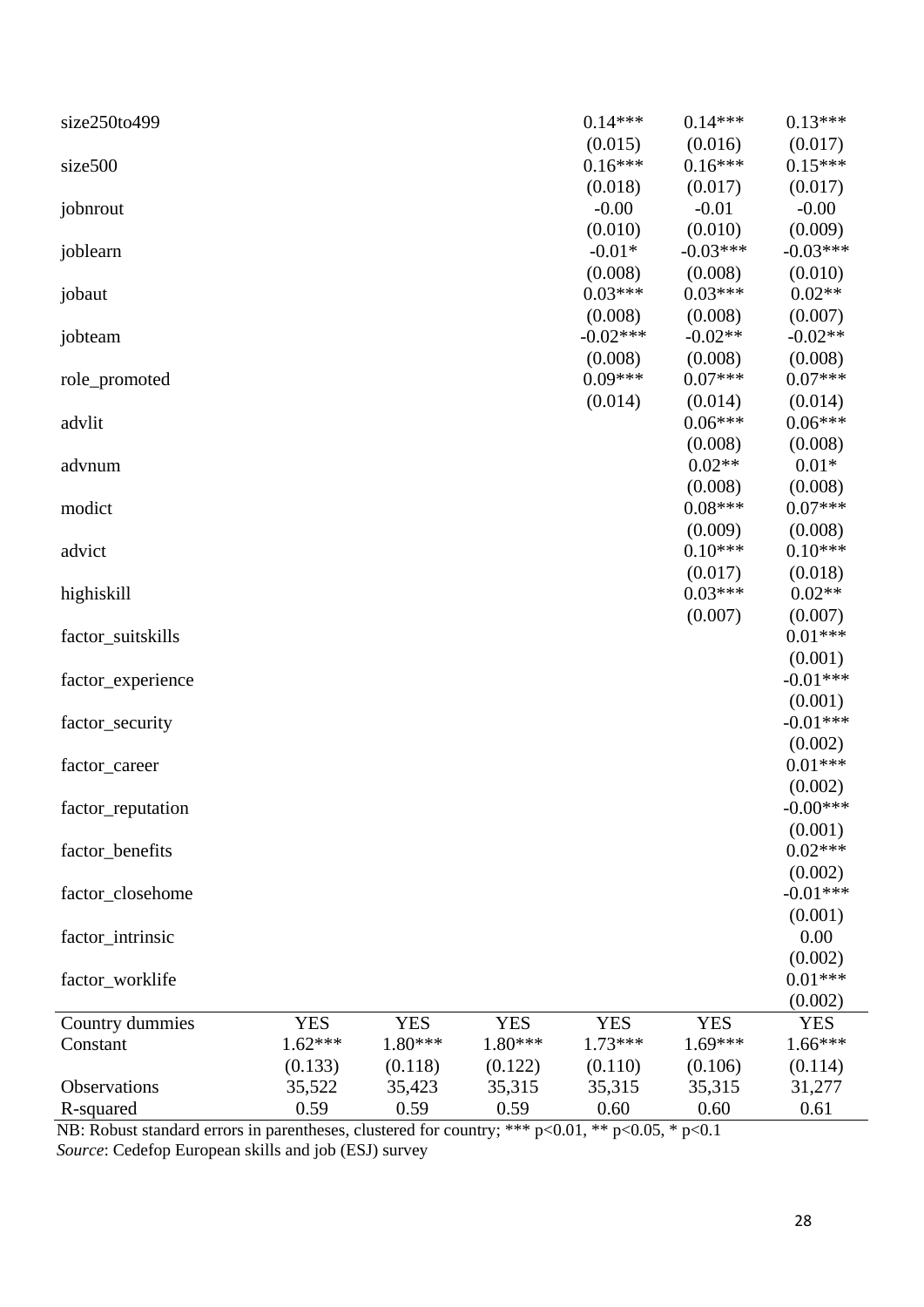| | (1) | (2) | (3) | (4) | (5) | (6) |
|---|---|---|---|---|---|---|
| size250to499 | | | | 0.14*** | 0.14*** | 0.13*** |
| | | | | (0.015) | (0.016) | (0.017) |
| size500 | | | | 0.16*** | 0.16*** | 0.15*** |
| | | | | (0.018) | (0.017) | (0.017) |
| jobnrout | | | | -0.00 | -0.01 | -0.00 |
| | | | | (0.010) | (0.010) | (0.009) |
| joblearn | | | | -0.01* | -0.03*** | -0.03*** |
| | | | | (0.008) | (0.008) | (0.010) |
| jobaut | | | | 0.03*** | 0.03*** | 0.02** |
| | | | | (0.008) | (0.008) | (0.007) |
| jobteam | | | | -0.02*** | -0.02** | -0.02** |
| | | | | (0.008) | (0.008) | (0.008) |
| role_promoted | | | | 0.09*** | 0.07*** | 0.07*** |
| | | | | (0.014) | (0.014) | (0.014) |
| advlit | | | | | 0.06*** | 0.06*** |
| | | | | | (0.008) | (0.008) |
| advnum | | | | | 0.02** | 0.01* |
| | | | | | (0.008) | (0.008) |
| modict | | | | | 0.08*** | 0.07*** |
| | | | | | (0.009) | (0.008) |
| advict | | | | | 0.10*** | 0.10*** |
| | | | | | (0.017) | (0.018) |
| highiskill | | | | | 0.03*** | 0.02** |
| | | | | | (0.007) | (0.007) |
| factor_suitskills | | | | | | 0.01*** |
| | | | | | | (0.001) |
| factor_experience | | | | | | -0.01*** |
| | | | | | | (0.001) |
| factor_security | | | | | | -0.01*** |
| | | | | | | (0.002) |
| factor_career | | | | | | 0.01*** |
| | | | | | | (0.002) |
| factor_reputation | | | | | | -0.00*** |
| | | | | | | (0.001) |
| factor_benefits | | | | | | 0.02*** |
| | | | | | | (0.002) |
| factor_closehome | | | | | | -0.01*** |
| | | | | | | (0.001) |
| factor_intrinsic | | | | | | 0.00 |
| | | | | | | (0.002) |
| factor_worklife | | | | | | 0.01*** |
| | | | | | | (0.002) |
| Country dummies | YES | YES | YES | YES | YES | YES |
| Constant | 1.62*** | 1.80*** | 1.80*** | 1.73*** | 1.69*** | 1.66*** |
| | (0.133) | (0.118) | (0.122) | (0.110) | (0.106) | (0.114) |
| Observations | 35,522 | 35,423 | 35,315 | 35,315 | 35,315 | 31,277 |
| R-squared | 0.59 | 0.59 | 0.59 | 0.60 | 0.60 | 0.61 |

NB: Robust standard errors in parentheses, clustered for country; *** p<0.01, ** p<0.05, * p<0.1

*Source*: Cedefop European skills and job (ESJ) survey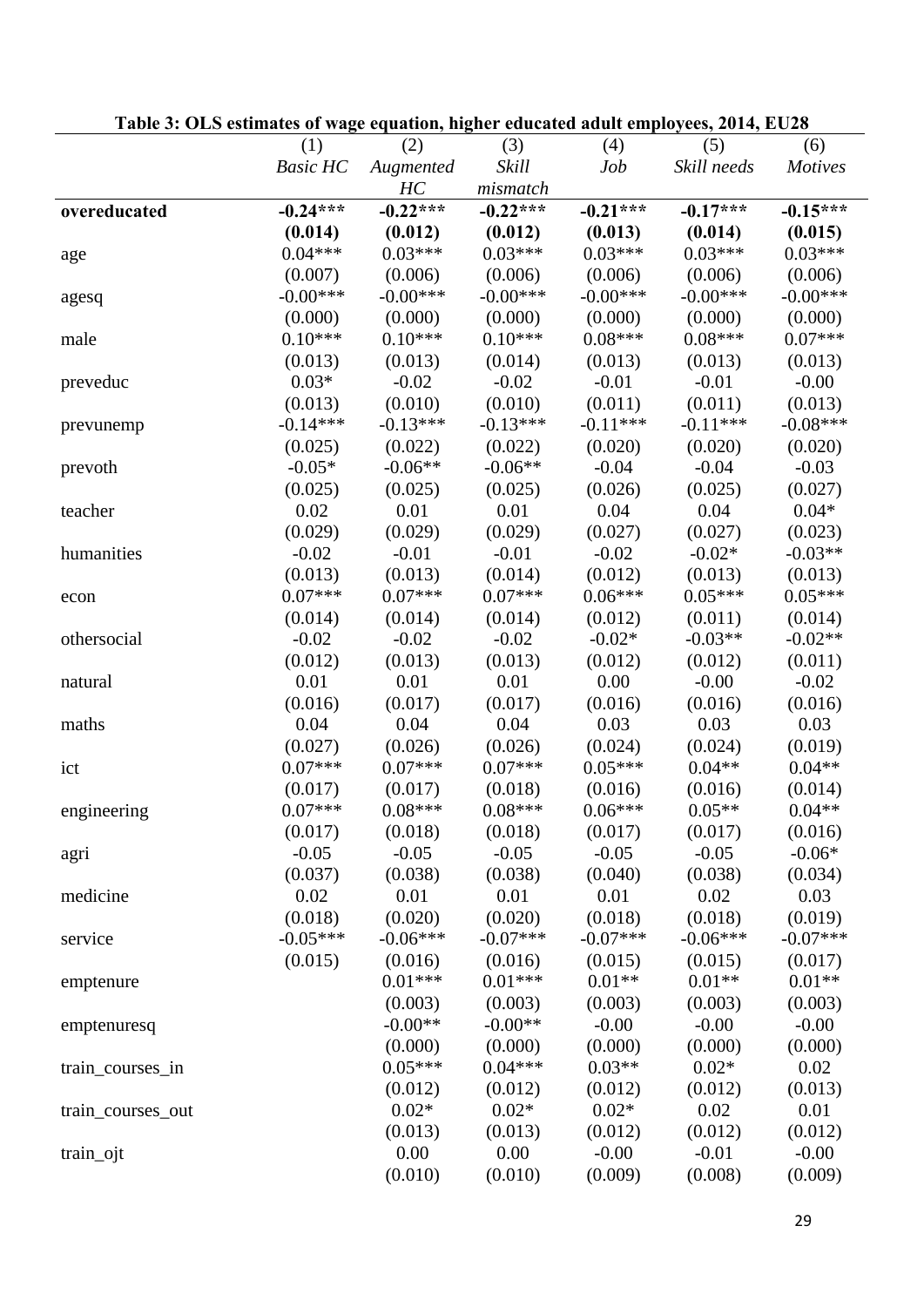**Table 3: OLS estimates of wage equation, higher educated adult employees, 2014, EU28**

| | (1) | (2) | (3) | (4) | (5) | (6) |
|---|---|---|---|---|---|---|
| | *Basic HC* | *Augmented HC* | *Skill mismatch* | *Job* | *Skill needs* | *Motives* |
| **overeducated** | **-0.24\*\*\*** | **-0.22\*\*\*** | **-0.22\*\*\*** | **-0.21\*\*\*** | **-0.17\*\*\*** | **-0.15\*\*\*** |
| | **(0.014)** | **(0.012)** | **(0.012)** | **(0.013)** | **(0.014)** | **(0.015)** |
| age | 0.04\*\*\* | 0.03\*\*\* | 0.03\*\*\* | 0.03\*\*\* | 0.03\*\*\* | 0.03\*\*\* |
| | (0.007) | (0.006) | (0.006) | (0.006) | (0.006) | (0.006) |
| agesq | -0.00\*\*\* | -0.00\*\*\* | -0.00\*\*\* | -0.00\*\*\* | -0.00\*\*\* | -0.00\*\*\* |
| | (0.000) | (0.000) | (0.000) | (0.000) | (0.000) | (0.000) |
| male | 0.10\*\*\* | 0.10\*\*\* | 0.10\*\*\* | 0.08\*\*\* | 0.08\*\*\* | 0.07\*\*\* |
| | (0.013) | (0.013) | (0.014) | (0.013) | (0.013) | (0.013) |
| preveduc | 0.03\* | -0.02 | -0.02 | -0.01 | -0.01 | -0.00 |
| | (0.013) | (0.010) | (0.010) | (0.011) | (0.011) | (0.013) |
| prevunemp | -0.14\*\*\* | -0.13\*\*\* | -0.13\*\*\* | -0.11\*\*\* | -0.11\*\*\* | -0.08\*\*\* |
| | (0.025) | (0.022) | (0.022) | (0.020) | (0.020) | (0.020) |
| prevoth | -0.05\* | -0.06\*\* | -0.06\*\* | -0.04 | -0.04 | -0.03 |
| | (0.025) | (0.025) | (0.025) | (0.026) | (0.025) | (0.027) |
| teacher | 0.02 | 0.01 | 0.01 | 0.04 | 0.04 | 0.04\* |
| | (0.029) | (0.029) | (0.029) | (0.027) | (0.027) | (0.023) |
| humanities | -0.02 | -0.01 | -0.01 | -0.02 | -0.02\* | -0.03\*\* |
| | (0.013) | (0.013) | (0.014) | (0.012) | (0.013) | (0.013) |
| econ | 0.07\*\*\* | 0.07\*\*\* | 0.07\*\*\* | 0.06\*\*\* | 0.05\*\*\* | 0.05\*\*\* |
| | (0.014) | (0.014) | (0.014) | (0.012) | (0.011) | (0.014) |
| othersocial | -0.02 | -0.02 | -0.02 | -0.02\* | -0.03\*\* | -0.02\*\* |
| | (0.012) | (0.013) | (0.013) | (0.012) | (0.012) | (0.011) |
| natural | 0.01 | 0.01 | 0.01 | 0.00 | -0.00 | -0.02 |
| | (0.016) | (0.017) | (0.017) | (0.016) | (0.016) | (0.016) |
| maths | 0.04 | 0.04 | 0.04 | 0.03 | 0.03 | 0.03 |
| | (0.027) | (0.026) | (0.026) | (0.024) | (0.024) | (0.019) |
| ict | 0.07\*\*\* | 0.07\*\*\* | 0.07\*\*\* | 0.05\*\*\* | 0.04\*\* | 0.04\*\* |
| | (0.017) | (0.017) | (0.018) | (0.016) | (0.016) | (0.014) |
| engineering | 0.07\*\*\* | 0.08\*\*\* | 0.08\*\*\* | 0.06\*\*\* | 0.05\*\* | 0.04\*\* |
| | (0.017) | (0.018) | (0.018) | (0.017) | (0.017) | (0.016) |
| agri | -0.05 | -0.05 | -0.05 | -0.05 | -0.05 | -0.06\* |
| | (0.037) | (0.038) | (0.038) | (0.040) | (0.038) | (0.034) |
| medicine | 0.02 | 0.01 | 0.01 | 0.01 | 0.02 | 0.03 |
| | (0.018) | (0.020) | (0.020) | (0.018) | (0.018) | (0.019) |
| service | -0.05\*\*\* | -0.06\*\*\* | -0.07\*\*\* | -0.07\*\*\* | -0.06\*\*\* | -0.07\*\*\* |
| | (0.015) | (0.016) | (0.016) | (0.015) | (0.015) | (0.017) |
| emptenure | | 0.01\*\*\* | 0.01\*\*\* | 0.01\*\* | 0.01\*\* | 0.01\*\* |
| | | (0.003) | (0.003) | (0.003) | (0.003) | (0.003) |
| emptenuresq | | -0.00\*\* | -0.00\*\* | -0.00 | -0.00 | -0.00 |
| | | (0.000) | (0.000) | (0.000) | (0.000) | (0.000) |
| train_courses_in | | 0.05\*\*\* | 0.04\*\*\* | 0.03\*\* | 0.02\* | 0.02 |
| | | (0.012) | (0.012) | (0.012) | (0.012) | (0.013) |
| train_courses_out | | 0.02\* | 0.02\* | 0.02\* | 0.02 | 0.01 |
| | | (0.013) | (0.013) | (0.012) | (0.012) | (0.012) |
| train_ojt | | 0.00 | 0.00 | -0.00 | -0.01 | -0.00 |
| | | (0.010) | (0.010) | (0.009) | (0.008) | (0.009) |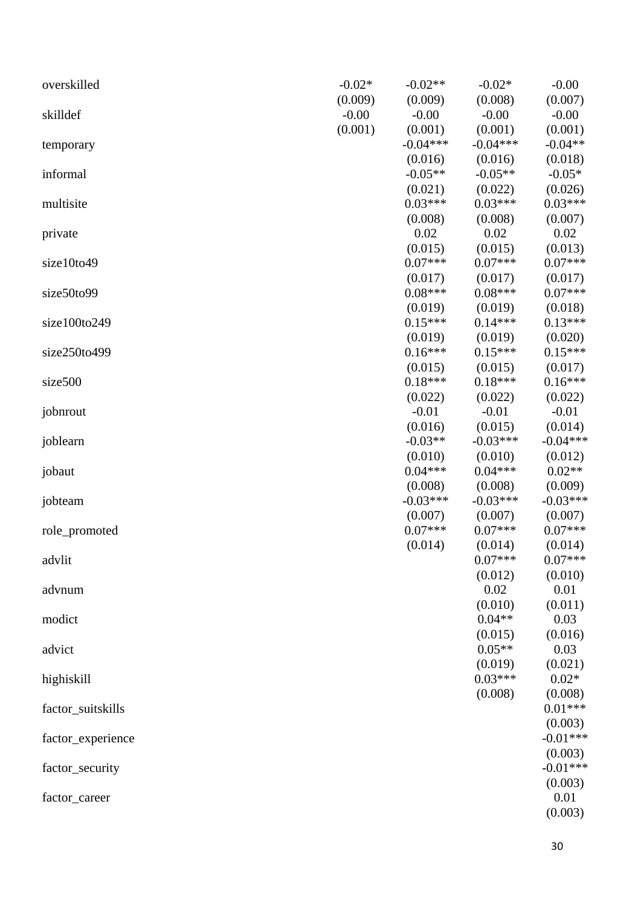| | | | | |
|---|---|---|---|---|
| overskilled | -0.02* | -0.02** | -0.02* | -0.00 |
| | (0.009) | (0.009) | (0.008) | (0.007) |
| skilldef | -0.00 | -0.00 | -0.00 | -0.00 |
| | (0.001) | (0.001) | (0.001) | (0.001) |
| temporary | | -0.04*** | -0.04*** | -0.04** |
| | | (0.016) | (0.016) | (0.018) |
| informal | | -0.05** | -0.05** | -0.05* |
| | | (0.021) | (0.022) | (0.026) |
| multisite | | 0.03*** | 0.03*** | 0.03*** |
| | | (0.008) | (0.008) | (0.007) |
| private | | 0.02 | 0.02 | 0.02 |
| | | (0.015) | (0.015) | (0.013) |
| size10to49 | | 0.07*** | 0.07*** | 0.07*** |
| | | (0.017) | (0.017) | (0.017) |
| size50to99 | | 0.08*** | 0.08*** | 0.07*** |
| | | (0.019) | (0.019) | (0.018) |
| size100to249 | | 0.15*** | 0.14*** | 0.13*** |
| | | (0.019) | (0.019) | (0.020) |
| size250to499 | | 0.16*** | 0.15*** | 0.15*** |
| | | (0.015) | (0.015) | (0.017) |
| size500 | | 0.18*** | 0.18*** | 0.16*** |
| | | (0.022) | (0.022) | (0.022) |
| jobnrout | | -0.01 | -0.01 | -0.01 |
| | | (0.016) | (0.015) | (0.014) |
| joblearn | | -0.03** | -0.03*** | -0.04*** |
| | | (0.010) | (0.010) | (0.012) |
| jobaut | | 0.04*** | 0.04*** | 0.02** |
| | | (0.008) | (0.008) | (0.009) |
| jobteam | | -0.03*** | -0.03*** | -0.03*** |
| | | (0.007) | (0.007) | (0.007) |
| role_promoted | | 0.07*** | 0.07*** | 0.07*** |
| | | (0.014) | (0.014) | (0.014) |
| advlit | | | 0.07*** | 0.07*** |
| | | | (0.012) | (0.010) |
| advnum | | | 0.02 | 0.01 |
| | | | (0.010) | (0.011) |
| modict | | | 0.04** | 0.03 |
| | | | (0.015) | (0.016) |
| advict | | | 0.05** | 0.03 |
| | | | (0.019) | (0.021) |
| highiskill | | | 0.03*** | 0.02* |
| | | | (0.008) | (0.008) |
| factor_suitskills | | | | 0.01*** |
| | | | | (0.003) |
| factor_experience | | | | -0.01*** |
| | | | | (0.003) |
| factor_security | | | | -0.01*** |
| | | | | (0.003) |
| factor_career | | | | 0.01 |
| | | | | (0.003) |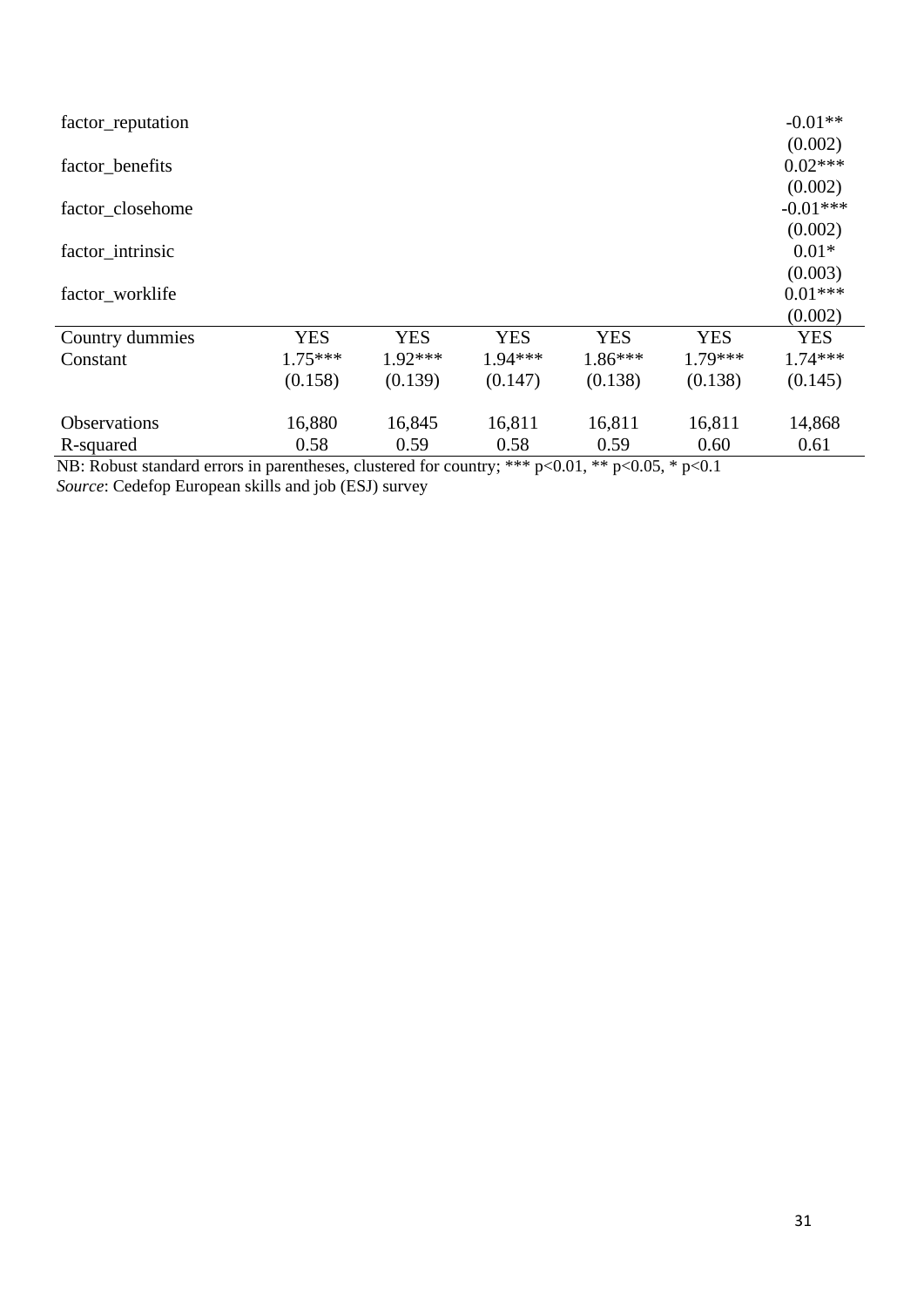| | | | | | | |
|---|---|---|---|---|---|---|
| factor_reputation | | | | | | -0.01** |
| | | | | | | (0.002) |
| factor_benefits | | | | | | 0.02*** |
| | | | | | | (0.002) |
| factor_closehome | | | | | | -0.01*** |
| | | | | | | (0.002) |
| factor_intrinsic | | | | | | 0.01* |
| | | | | | | (0.003) |
| factor_worklife | | | | | | 0.01*** |
| | | | | | | (0.002) |
| Country dummies | YES | YES | YES | YES | YES | YES |
| Constant | 1.75*** | 1.92*** | 1.94*** | 1.86*** | 1.79*** | 1.74*** |
| | (0.158) | (0.139) | (0.147) | (0.138) | (0.138) | (0.145) |
| Observations | 16,880 | 16,845 | 16,811 | 16,811 | 16,811 | 14,868 |
| R-squared | 0.58 | 0.59 | 0.58 | 0.59 | 0.60 | 0.61 |

NB: Robust standard errors in parentheses, clustered for country; *** p<0.01, ** p<0.05, * p<0.1
*Source*: Cedefop European skills and job (ESJ) survey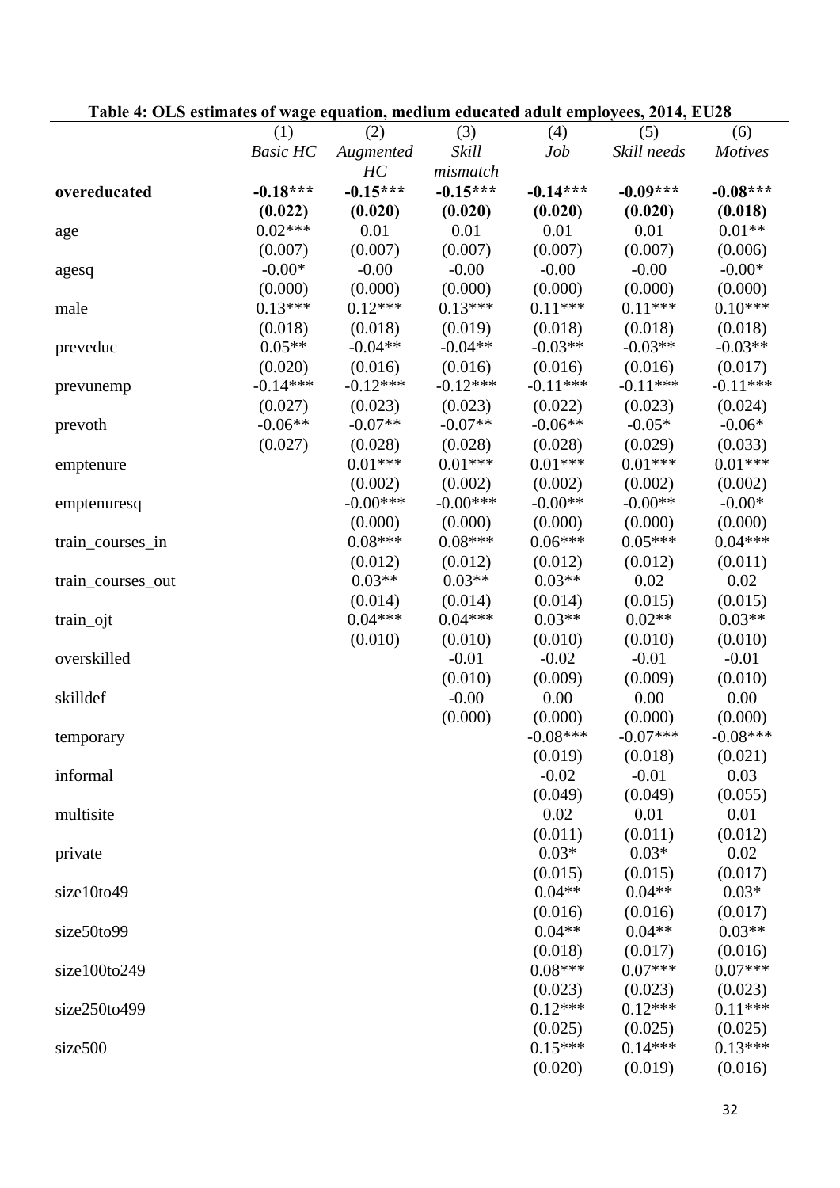**Table 4: OLS estimates of wage equation, medium educated adult employees, 2014, EU28**

| | (1) | (2) | (3) | (4) | (5) | (6) |
|---|---|---|---|---|---|---|
| | *Basic HC* | *Augmented HC* | *Skill mismatch* | *Job* | *Skill needs* | *Motives* |
| **overeducated** | **-0.18*** ** | **-0.15*** ** | **-0.15*** ** | **-0.14*** ** | **-0.09*** ** | **-0.08*** ** |
| | **(0.022)** | **(0.020)** | **(0.020)** | **(0.020)** | **(0.020)** | **(0.018)** |
| age | 0.02*** | 0.01 | 0.01 | 0.01 | 0.01 | 0.01** |
| | (0.007) | (0.007) | (0.007) | (0.007) | (0.007) | (0.006) |
| agesq | -0.00* | -0.00 | -0.00 | -0.00 | -0.00 | -0.00* |
| | (0.000) | (0.000) | (0.000) | (0.000) | (0.000) | (0.000) |
| male | 0.13*** | 0.12*** | 0.13*** | 0.11*** | 0.11*** | 0.10*** |
| | (0.018) | (0.018) | (0.019) | (0.018) | (0.018) | (0.018) |
| preveduc | 0.05** | -0.04** | -0.04** | -0.03** | -0.03** | -0.03** |
| | (0.020) | (0.016) | (0.016) | (0.016) | (0.016) | (0.017) |
| prevunemp | -0.14*** | -0.12*** | -0.12*** | -0.11*** | -0.11*** | -0.11*** |
| | (0.027) | (0.023) | (0.023) | (0.022) | (0.023) | (0.024) |
| prevoth | -0.06** | -0.07** | -0.07** | -0.06** | -0.05* | -0.06* |
| | (0.027) | (0.028) | (0.028) | (0.028) | (0.029) | (0.033) |
| emptenure | | 0.01*** | 0.01*** | 0.01*** | 0.01*** | 0.01*** |
| | | (0.002) | (0.002) | (0.002) | (0.002) | (0.002) |
| emptenuresq | | -0.00*** | -0.00*** | -0.00** | -0.00** | -0.00* |
| | | (0.000) | (0.000) | (0.000) | (0.000) | (0.000) |
| train_courses_in | | 0.08*** | 0.08*** | 0.06*** | 0.05*** | 0.04*** |
| | | (0.012) | (0.012) | (0.012) | (0.012) | (0.011) |
| train_courses_out | | 0.03** | 0.03** | 0.03** | 0.02 | 0.02 |
| | | (0.014) | (0.014) | (0.014) | (0.015) | (0.015) |
| train_ojt | | 0.04*** | 0.04*** | 0.03** | 0.02** | 0.03** |
| | | (0.010) | (0.010) | (0.010) | (0.010) | (0.010) |
| overskilled | | | -0.01 | -0.02 | -0.01 | -0.01 |
| | | | (0.010) | (0.009) | (0.009) | (0.010) |
| skilldef | | | -0.00 | 0.00 | 0.00 | 0.00 |
| | | | (0.000) | (0.000) | (0.000) | (0.000) |
| temporary | | | | -0.08*** | -0.07*** | -0.08*** |
| | | | | (0.019) | (0.018) | (0.021) |
| informal | | | | -0.02 | -0.01 | 0.03 |
| | | | | (0.049) | (0.049) | (0.055) |
| multisite | | | | 0.02 | 0.01 | 0.01 |
| | | | | (0.011) | (0.011) | (0.012) |
| private | | | | 0.03* | 0.03* | 0.02 |
| | | | | (0.015) | (0.015) | (0.017) |
| size10to49 | | | | 0.04** | 0.04** | 0.03* |
| | | | | (0.016) | (0.016) | (0.017) |
| size50to99 | | | | 0.04** | 0.04** | 0.03** |
| | | | | (0.018) | (0.017) | (0.016) |
| size100to249 | | | | 0.08*** | 0.07*** | 0.07*** |
| | | | | (0.023) | (0.023) | (0.023) |
| size250to499 | | | | 0.12*** | 0.12*** | 0.11*** |
| | | | | (0.025) | (0.025) | (0.025) |
| size500 | | | | 0.15*** | 0.14*** | 0.13*** |
| | | | | (0.020) | (0.019) | (0.016) |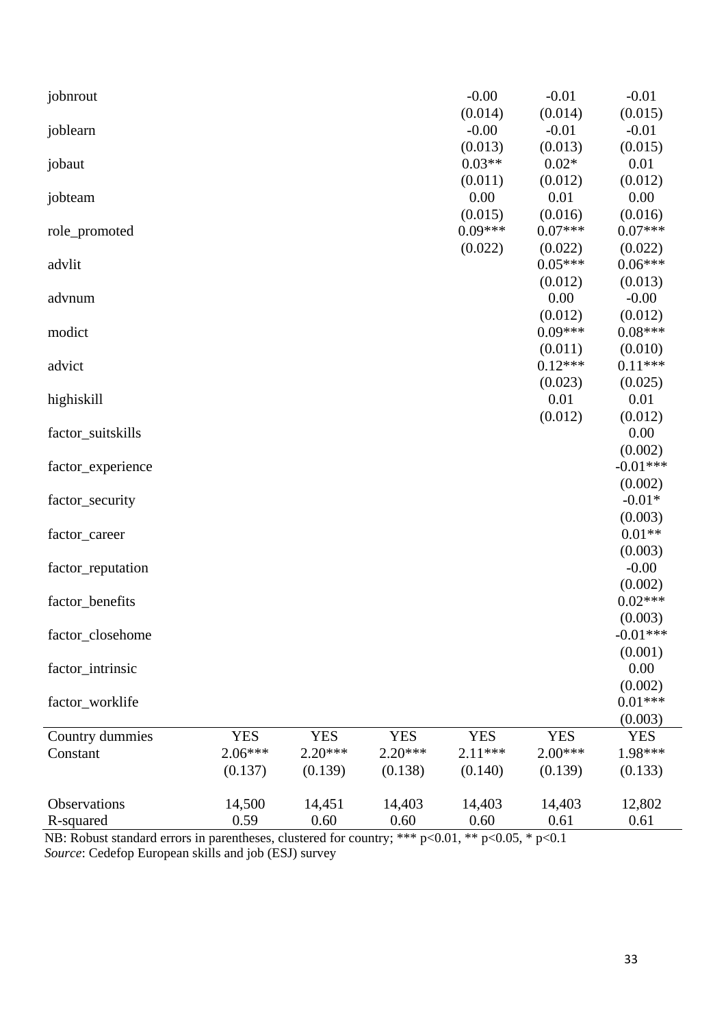| | | | | | | |
|---|---|---|---|---|---|---|
| jobnrout | | | | -0.00 | -0.01 | -0.01 |
| | | | | (0.014) | (0.014) | (0.015) |
| joblearn | | | | -0.00 | -0.01 | -0.01 |
| | | | | (0.013) | (0.013) | (0.015) |
| jobaut | | | | 0.03** | 0.02* | 0.01 |
| | | | | (0.011) | (0.012) | (0.012) |
| jobteam | | | | 0.00 | 0.01 | 0.00 |
| | | | | (0.015) | (0.016) | (0.016) |
| role_promoted | | | | 0.09*** | 0.07*** | 0.07*** |
| | | | | (0.022) | (0.022) | (0.022) |
| advlit | | | | | 0.05*** | 0.06*** |
| | | | | | (0.012) | (0.013) |
| advnum | | | | | 0.00 | -0.00 |
| | | | | | (0.012) | (0.012) |
| modict | | | | | 0.09*** | 0.08*** |
| | | | | | (0.011) | (0.010) |
| advict | | | | | 0.12*** | 0.11*** |
| | | | | | (0.023) | (0.025) |
| highiskill | | | | | 0.01 | 0.01 |
| | | | | | (0.012) | (0.012) |
| factor_suitskills | | | | | | 0.00 |
| | | | | | | (0.002) |
| factor_experience | | | | | | -0.01*** |
| | | | | | | (0.002) |
| factor_security | | | | | | -0.01* |
| | | | | | | (0.003) |
| factor_career | | | | | | 0.01** |
| | | | | | | (0.003) |
| factor_reputation | | | | | | -0.00 |
| | | | | | | (0.002) |
| factor_benefits | | | | | | 0.02*** |
| | | | | | | (0.003) |
| factor_closehome | | | | | | -0.01*** |
| | | | | | | (0.001) |
| factor_intrinsic | | | | | | 0.00 |
| | | | | | | (0.002) |
| factor_worklife | | | | | | 0.01*** |
| | | | | | | (0.003) |
| Country dummies | YES | YES | YES | YES | YES | YES |
| Constant | 2.06*** | 2.20*** | 2.20*** | 2.11*** | 2.00*** | 1.98*** |
| | (0.137) | (0.139) | (0.138) | (0.140) | (0.139) | (0.133) |
| Observations | 14,500 | 14,451 | 14,403 | 14,403 | 14,403 | 12,802 |
| R-squared | 0.59 | 0.60 | 0.60 | 0.60 | 0.61 | 0.61 |

NB: Robust standard errors in parentheses, clustered for country; *** p<0.01, ** p<0.05, * p<0.1
*Source*: Cedefop European skills and job (ESJ) survey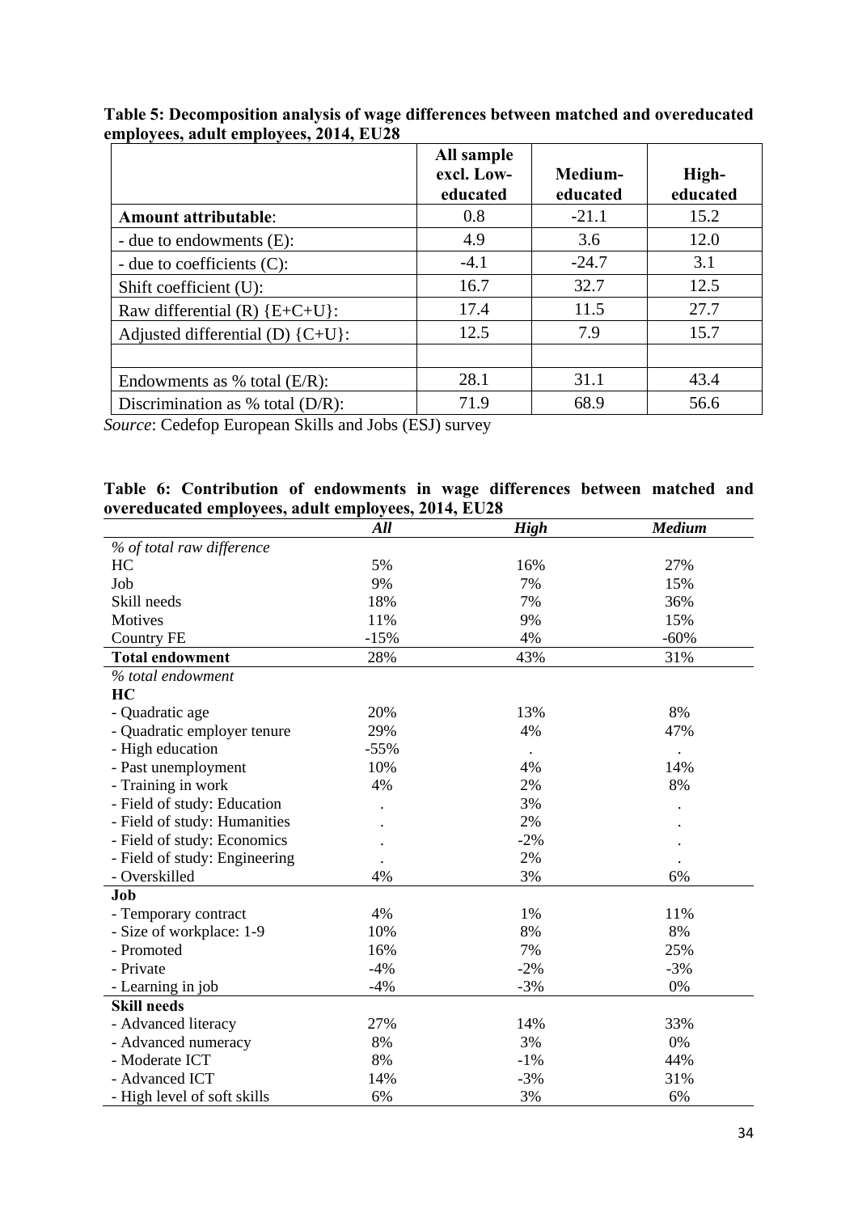**Table 5: Decomposition analysis of wage differences between matched and overeducated employees, adult employees, 2014, EU28**

| | All sample excl. Low-educated | Medium-educated | High-educated |
|---|---|---|---|
| **Amount attributable**: | 0.8 | -21.1 | 15.2 |
| - due to endowments (E): | 4.9 | 3.6 | 12.0 |
| - due to coefficients (C): | -4.1 | -24.7 | 3.1 |
| Shift coefficient (U): | 16.7 | 32.7 | 12.5 |
| Raw differential (R) {E+C+U}: | 17.4 | 11.5 | 27.7 |
| Adjusted differential (D) {C+U}: | 12.5 | 7.9 | 15.7 |
| | | | |
| Endowments as % total (E/R): | 28.1 | 31.1 | 43.4 |
| Discrimination as % total (D/R): | 71.9 | 68.9 | 56.6 |

*Source*: Cedefop European Skills and Jobs (ESJ) survey

**Table 6: Contribution of endowments in wage differences between matched and overeducated employees, adult employees, 2014, EU28**

| | *All* | *High* | *Medium* |
|---|---|---|---|
| *% of total raw difference* | | | |
| HC | 5% | 16% | 27% |
| Job | 9% | 7% | 15% |
| Skill needs | 18% | 7% | 36% |
| Motives | 11% | 9% | 15% |
| Country FE | -15% | 4% | -60% |
| **Total endowment** | 28% | 43% | 31% |
| *% total endowment* | | | |
| **HC** | | | |
| - Quadratic age | 20% | 13% | 8% |
| - Quadratic employer tenure | 29% | 4% | 47% |
| - High education | -55% | . | . |
| - Past unemployment | 10% | 4% | 14% |
| - Training in work | 4% | 2% | 8% |
| - Field of study: Education | . | 3% | . |
| - Field of study: Humanities | . | 2% | . |
| - Field of study: Economics | . | -2% | . |
| - Field of study: Engineering | . | 2% | . |
| - Overskilled | 4% | 3% | 6% |
| **Job** | | | |
| - Temporary contract | 4% | 1% | 11% |
| - Size of workplace: 1-9 | 10% | 8% | 8% |
| - Promoted | 16% | 7% | 25% |
| - Private | -4% | -2% | -3% |
| - Learning in job | -4% | -3% | 0% |
| **Skill needs** | | | |
| - Advanced literacy | 27% | 14% | 33% |
| - Advanced numeracy | 8% | 3% | 0% |
| - Moderate ICT | 8% | -1% | 44% |
| - Advanced ICT | 14% | -3% | 31% |
| - High level of soft skills | 6% | 3% | 6% |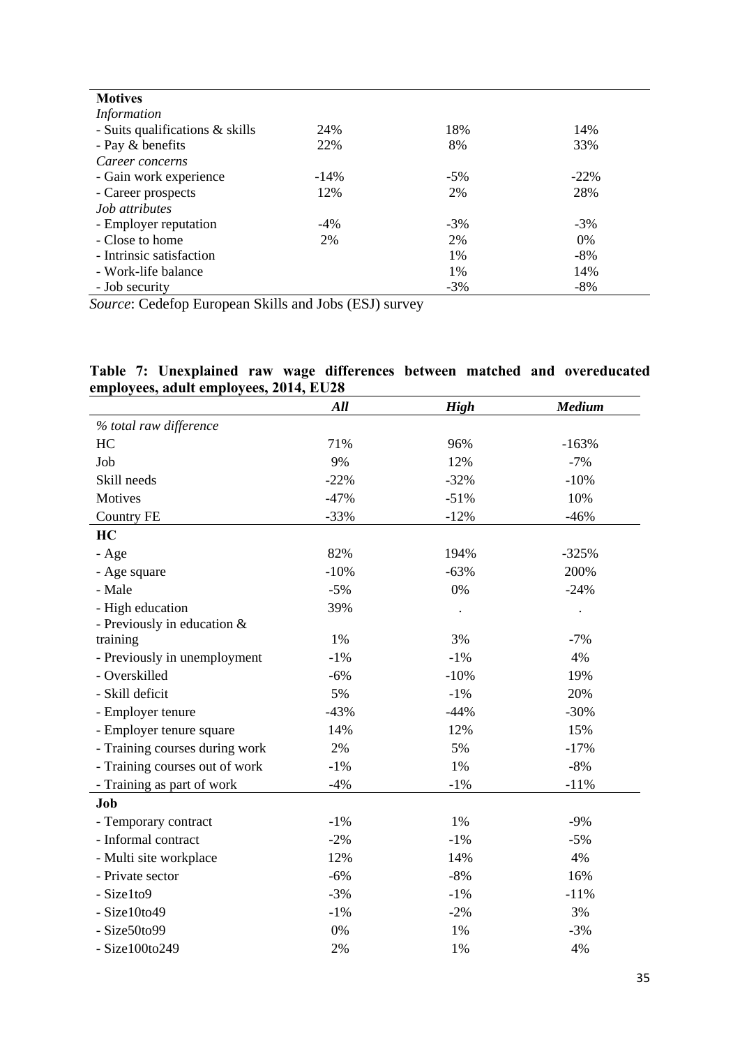| Motives | | | |
|---|---|---|---|
| *Information* | | | |
| - Suits qualifications & skills | 24% | 18% | 14% |
| - Pay & benefits | 22% | 8% | 33% |
| *Career concerns* | | | |
| - Gain work experience | -14% | -5% | -22% |
| - Career prospects | 12% | 2% | 28% |
| *Job attributes* | | | |
| - Employer reputation | -4% | -3% | -3% |
| - Close to home | 2% | 2% | 0% |
| - Intrinsic satisfaction | | 1% | -8% |
| - Work-life balance | | 1% | 14% |
| - Job security | | -3% | -8% |

*Source*: Cedefop European Skills and Jobs (ESJ) survey

**Table 7: Unexplained raw wage differences between matched and overeducated employees, adult employees, 2014, EU28**

| | *All* | *High* | *Medium* |
|---|---|---|---|
| *% total raw difference* | | | |
| HC | 71% | 96% | -163% |
| Job | 9% | 12% | -7% |
| Skill needs | -22% | -32% | -10% |
| Motives | -47% | -51% | 10% |
| Country FE | -33% | -12% | -46% |
| **HC** | | | |
| - Age | 82% | 194% | -325% |
| - Age square | -10% | -63% | 200% |
| - Male | -5% | 0% | -24% |
| - High education | 39% | . | . |
| - Previously in education & training | 1% | 3% | -7% |
| - Previously in unemployment | -1% | -1% | 4% |
| - Overskilled | -6% | -10% | 19% |
| - Skill deficit | 5% | -1% | 20% |
| - Employer tenure | -43% | -44% | -30% |
| - Employer tenure square | 14% | 12% | 15% |
| - Training courses during work | 2% | 5% | -17% |
| - Training courses out of work | -1% | 1% | -8% |
| - Training as part of work | -4% | -1% | -11% |
| **Job** | | | |
| - Temporary contract | -1% | 1% | -9% |
| - Informal contract | -2% | -1% | -5% |
| - Multi site workplace | 12% | 14% | 4% |
| - Private sector | -6% | -8% | 16% |
| - Size1to9 | -3% | -1% | -11% |
| - Size10to49 | -1% | -2% | 3% |
| - Size50to99 | 0% | 1% | -3% |
| - Size100to249 | 2% | 1% | 4% |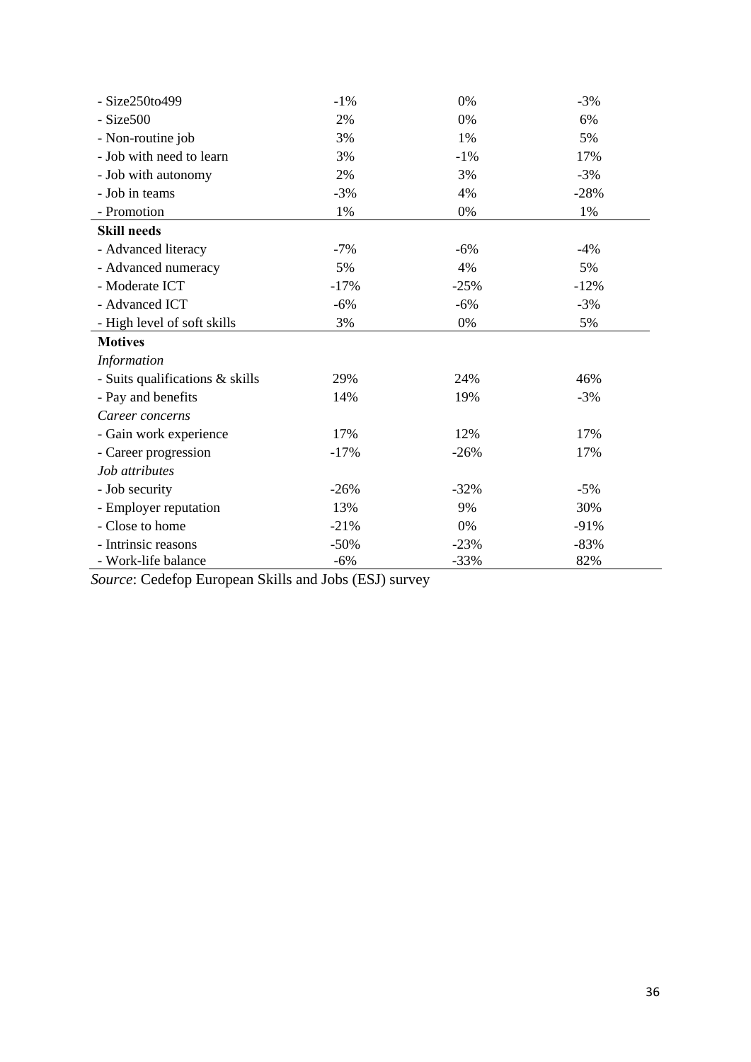| | | | |
|---|---|---|---|
| - Size250to499 | -1% | 0% | -3% |
| - Size500 | 2% | 0% | 6% |
| - Non-routine job | 3% | 1% | 5% |
| - Job with need to learn | 3% | -1% | 17% |
| - Job with autonomy | 2% | 3% | -3% |
| - Job in teams | -3% | 4% | -28% |
| - Promotion | 1% | 0% | 1% |
| **Skill needs** | | | |
| - Advanced literacy | -7% | -6% | -4% |
| - Advanced numeracy | 5% | 4% | 5% |
| - Moderate ICT | -17% | -25% | -12% |
| - Advanced ICT | -6% | -6% | -3% |
| - High level of soft skills | 3% | 0% | 5% |
| **Motives** | | | |
| *Information* | | | |
| - Suits qualifications & skills | 29% | 24% | 46% |
| - Pay and benefits | 14% | 19% | -3% |
| *Career concerns* | | | |
| - Gain work experience | 17% | 12% | 17% |
| - Career progression | -17% | -26% | 17% |
| *Job attributes* | | | |
| - Job security | -26% | -32% | -5% |
| - Employer reputation | 13% | 9% | 30% |
| - Close to home | -21% | 0% | -91% |
| - Intrinsic reasons | -50% | -23% | -83% |
| - Work-life balance | -6% | -33% | 82% |

*Source*: Cedefop European Skills and Jobs (ESJ) survey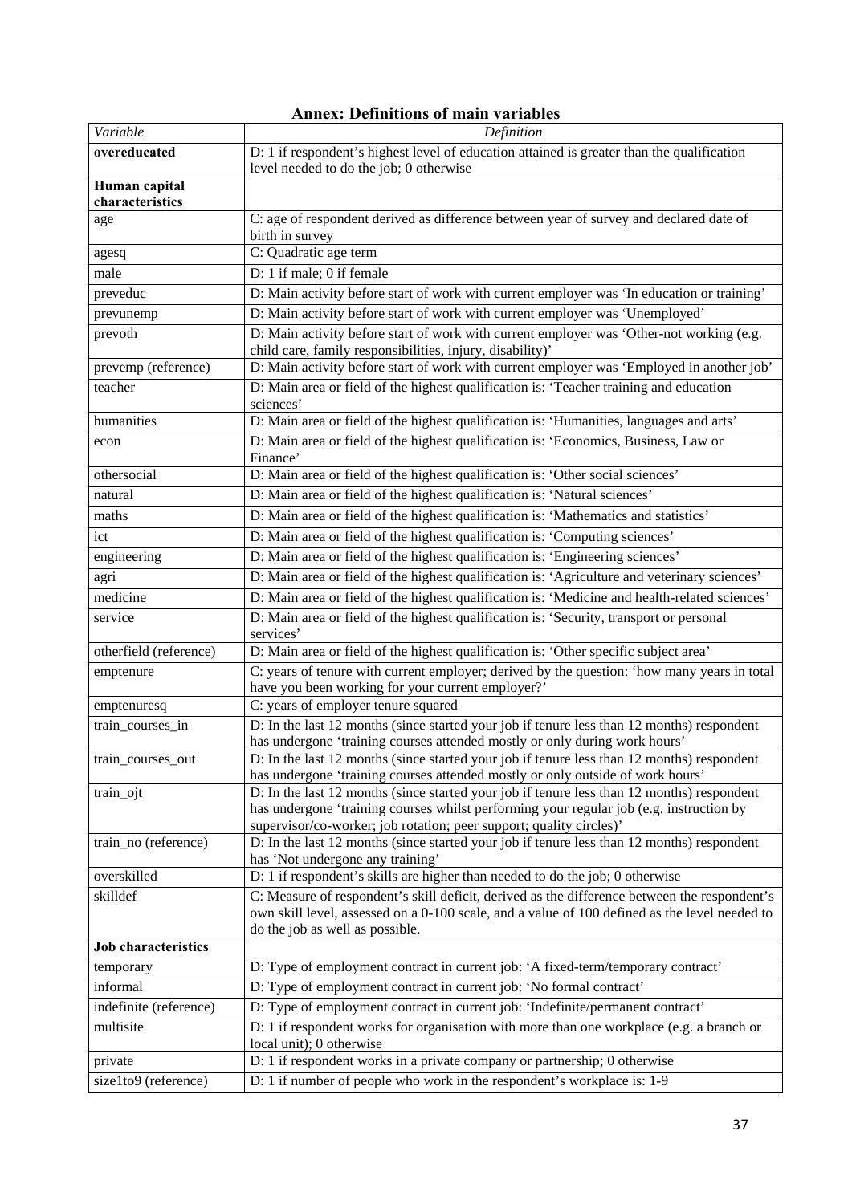### Annex: Definitions of main variables

| *Variable* | *Definition* |
|---|---|
| **overeducated** | D: 1 if respondent's highest level of education attained is greater than the qualification level needed to do the job; 0 otherwise |
| **Human capital characteristics** | |
| age | C: age of respondent derived as difference between year of survey and declared date of birth in survey |
| agesq | C: Quadratic age term |
| male | D: 1 if male; 0 if female |
| preveduc | D: Main activity before start of work with current employer was 'In education or training' |
| prevunemp | D: Main activity before start of work with current employer was 'Unemployed' |
| prevoth | D: Main activity before start of work with current employer was 'Other-not working (e.g. child care, family responsibilities, injury, disability)' |
| prevemp (reference) | D: Main activity before start of work with current employer was 'Employed in another job' |
| teacher | D: Main area or field of the highest qualification is: 'Teacher training and education sciences' |
| humanities | D: Main area or field of the highest qualification is: 'Humanities, languages and arts' |
| econ | D: Main area or field of the highest qualification is: 'Economics, Business, Law or Finance' |
| othersocial | D: Main area or field of the highest qualification is: 'Other social sciences' |
| natural | D: Main area or field of the highest qualification is: 'Natural sciences' |
| maths | D: Main area or field of the highest qualification is: 'Mathematics and statistics' |
| ict | D: Main area or field of the highest qualification is: 'Computing sciences' |
| engineering | D: Main area or field of the highest qualification is: 'Engineering sciences' |
| agri | D: Main area or field of the highest qualification is: 'Agriculture and veterinary sciences' |
| medicine | D: Main area or field of the highest qualification is: 'Medicine and health-related sciences' |
| service | D: Main area or field of the highest qualification is: 'Security, transport or personal services' |
| otherfield (reference) | D: Main area or field of the highest qualification is: 'Other specific subject area' |
| emptenure | C: years of tenure with current employer; derived by the question: 'how many years in total have you been working for your current employer?' |
| emptenuresq | C: years of employer tenure squared |
| train_courses_in | D: In the last 12 months (since started your job if tenure less than 12 months) respondent has undergone 'training courses attended mostly or only during work hours' |
| train_courses_out | D: In the last 12 months (since started your job if tenure less than 12 months) respondent has undergone 'training courses attended mostly or only outside of work hours' |
| train_ojt | D: In the last 12 months (since started your job if tenure less than 12 months) respondent has undergone 'training courses whilst performing your regular job (e.g. instruction by supervisor/co-worker; job rotation; peer support; quality circles)' |
| train_no (reference) | D: In the last 12 months (since started your job if tenure less than 12 months) respondent has 'Not undergone any training' |
| overskilled | D: 1 if respondent's skills are higher than needed to do the job; 0 otherwise |
| skilldef | C: Measure of respondent's skill deficit, derived as the difference between the respondent's own skill level, assessed on a 0-100 scale, and a value of 100 defined as the level needed to do the job as well as possible. |
| **Job characteristics** | |
| temporary | D: Type of employment contract in current job: 'A fixed-term/temporary contract' |
| informal | D: Type of employment contract in current job: 'No formal contract' |
| indefinite (reference) | D: Type of employment contract in current job: 'Indefinite/permanent contract' |
| multisite | D: 1 if respondent works for organisation with more than one workplace (e.g. a branch or local unit); 0 otherwise |
| private | D: 1 if respondent works in a private company or partnership; 0 otherwise |
| size1to9 (reference) | D: 1 if number of people who work in the respondent's workplace is: 1-9 |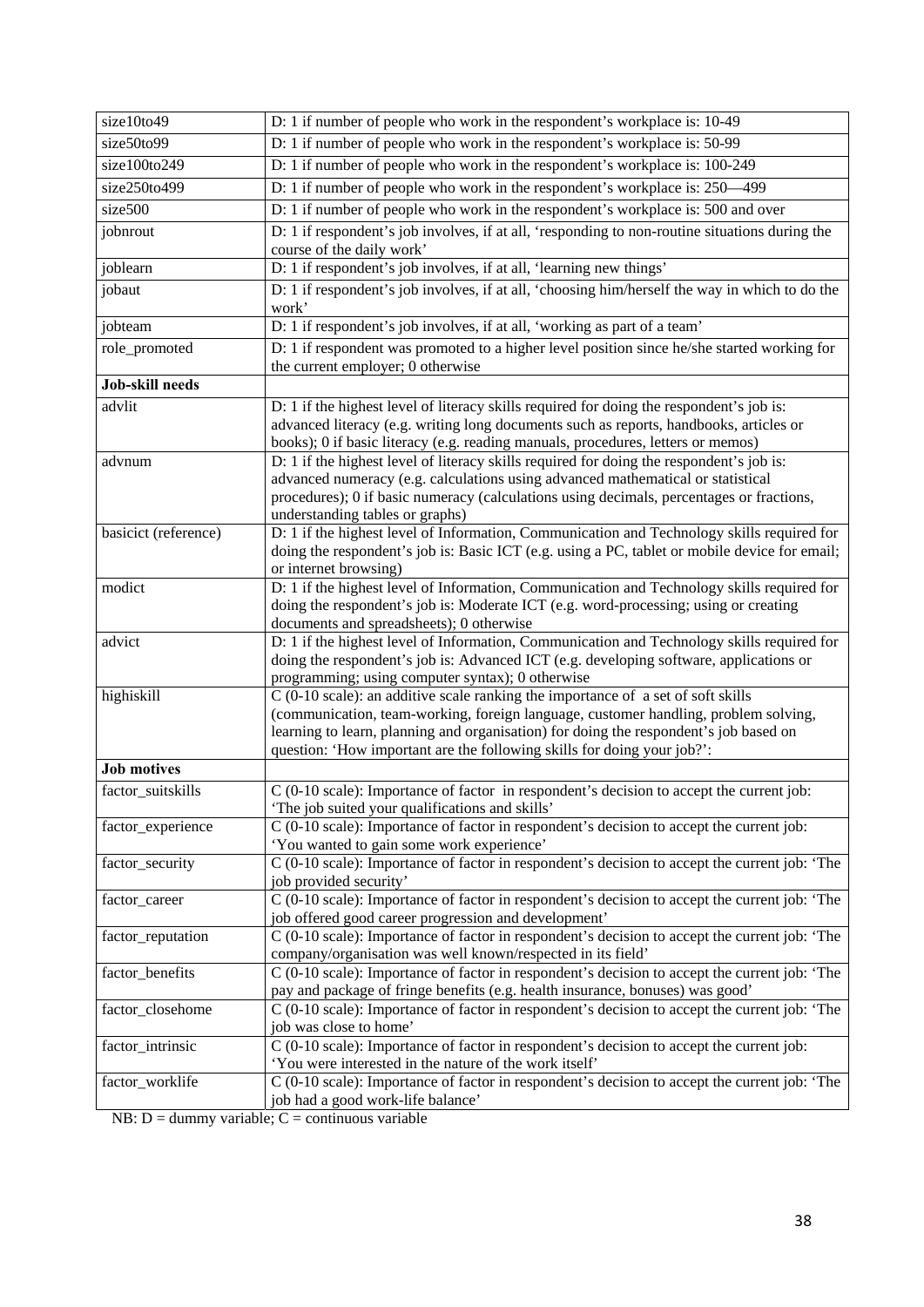| | |
|---|---|
| size10to49 | D: 1 if number of people who work in the respondent's workplace is: 10-49 |
| size50to99 | D: 1 if number of people who work in the respondent's workplace is: 50-99 |
| size100to249 | D: 1 if number of people who work in the respondent's workplace is: 100-249 |
| size250to499 | D: 1 if number of people who work in the respondent's workplace is: 250—499 |
| size500 | D: 1 if number of people who work in the respondent's workplace is: 500 and over |
| jobnrout | D: 1 if respondent's job involves, if at all, 'responding to non-routine situations during the course of the daily work' |
| joblearn | D: 1 if respondent's job involves, if at all, 'learning new things' |
| jobaut | D: 1 if respondent's job involves, if at all, 'choosing him/herself the way in which to do the work' |
| jobteam | D: 1 if respondent's job involves, if at all, 'working as part of a team' |
| role_promoted | D: 1 if respondent was promoted to a higher level position since he/she started working for the current employer; 0 otherwise |
| **Job-skill needs** | |
| advlit | D: 1 if the highest level of literacy skills required for doing the respondent's job is: advanced literacy (e.g. writing long documents such as reports, handbooks, articles or books); 0 if basic literacy (e.g. reading manuals, procedures, letters or memos) |
| advnum | D: 1 if the highest level of literacy skills required for doing the respondent's job is: advanced numeracy (e.g. calculations using advanced mathematical or statistical procedures); 0 if basic numeracy (calculations using decimals, percentages or fractions, understanding tables or graphs) |
| basicict (reference) | D: 1 if the highest level of Information, Communication and Technology skills required for doing the respondent's job is: Basic ICT (e.g. using a PC, tablet or mobile device for email; or internet browsing) |
| modict | D: 1 if the highest level of Information, Communication and Technology skills required for doing the respondent's job is: Moderate ICT (e.g. word-processing; using or creating documents and spreadsheets); 0 otherwise |
| advict | D: 1 if the highest level of Information, Communication and Technology skills required for doing the respondent's job is: Advanced ICT (e.g. developing software, applications or programming; using computer syntax); 0 otherwise |
| highiskill | C (0-10 scale): an additive scale ranking the importance of a set of soft skills (communication, team-working, foreign language, customer handling, problem solving, learning to learn, planning and organisation) for doing the respondent's job based on question: 'How important are the following skills for doing your job?': |
| **Job motives** | |
| factor_suitskills | C (0-10 scale): Importance of factor in respondent's decision to accept the current job: 'The job suited your qualifications and skills' |
| factor_experience | C (0-10 scale): Importance of factor in respondent's decision to accept the current job: 'You wanted to gain some work experience' |
| factor_security | C (0-10 scale): Importance of factor in respondent's decision to accept the current job: 'The job provided security' |
| factor_career | C (0-10 scale): Importance of factor in respondent's decision to accept the current job: 'The job offered good career progression and development' |
| factor_reputation | C (0-10 scale): Importance of factor in respondent's decision to accept the current job: 'The company/organisation was well known/respected in its field' |
| factor_benefits | C (0-10 scale): Importance of factor in respondent's decision to accept the current job: 'The pay and package of fringe benefits (e.g. health insurance, bonuses) was good' |
| factor_closehome | C (0-10 scale): Importance of factor in respondent's decision to accept the current job: 'The job was close to home' |
| factor_intrinsic | C (0-10 scale): Importance of factor in respondent's decision to accept the current job: 'You were interested in the nature of the work itself' |
| factor_worklife | C (0-10 scale): Importance of factor in respondent's decision to accept the current job: 'The job had a good work-life balance' |

NB: D = dummy variable; C = continuous variable